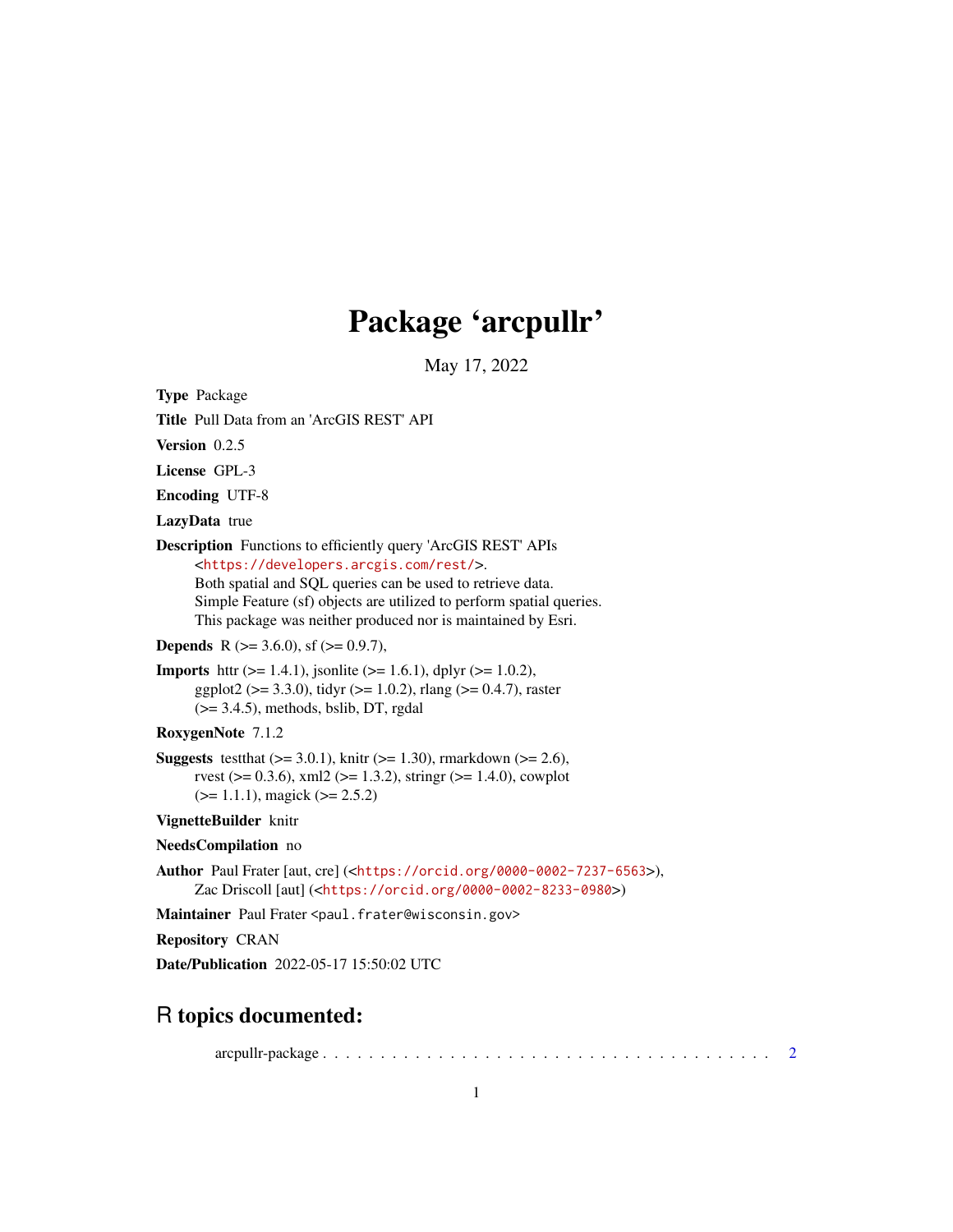# Package 'arcpullr'

May 17, 2022

**Type** Package

**Title** Pull Data from an 'ArcGIS REST' API

**Version** 0.2.5

**License** GPL-3

**Encoding** UTF-8

**LazyData** true

**Description** Functions to efficiently query 'ArcGIS REST' APIs <https://developers.arcgis.com/rest/>.
Both spatial and SQL queries can be used to retrieve data.
Simple Feature (sf) objects are utilized to perform spatial queries.
This package was neither produced nor is maintained by Esri.

**Depends** R (>= 3.6.0), sf (>= 0.9.7),

**Imports** httr (>= 1.4.1), jsonlite (>= 1.6.1), dplyr (>= 1.0.2), ggplot2 (>= 3.3.0), tidyr (>= 1.0.2), rlang (>= 0.4.7), raster (>= 3.4.5), methods, bslib, DT, rgdal

**RoxygenNote** 7.1.2

**Suggests** testthat (>= 3.0.1), knitr (>= 1.30), rmarkdown (>= 2.6), rvest (>= 0.3.6), xml2 (>= 1.3.2), stringr (>= 1.4.0), cowplot (>= 1.1.1), magick (>= 2.5.2)

**VignetteBuilder** knitr

**NeedsCompilation** no

**Author** Paul Frater [aut, cre] (<https://orcid.org/0000-0002-7237-6563>), Zac Driscoll [aut] (<https://orcid.org/0000-0002-8233-0980>)

**Maintainer** Paul Frater <paul.frater@wisconsin.gov>

**Repository** CRAN

**Date/Publication** 2022-05-17 15:50:02 UTC

## R topics documented:

arcpullr-package . . . . . . . . . . . . . . . . . . . . . . . . . . . . . . . . . . . . . . . . 2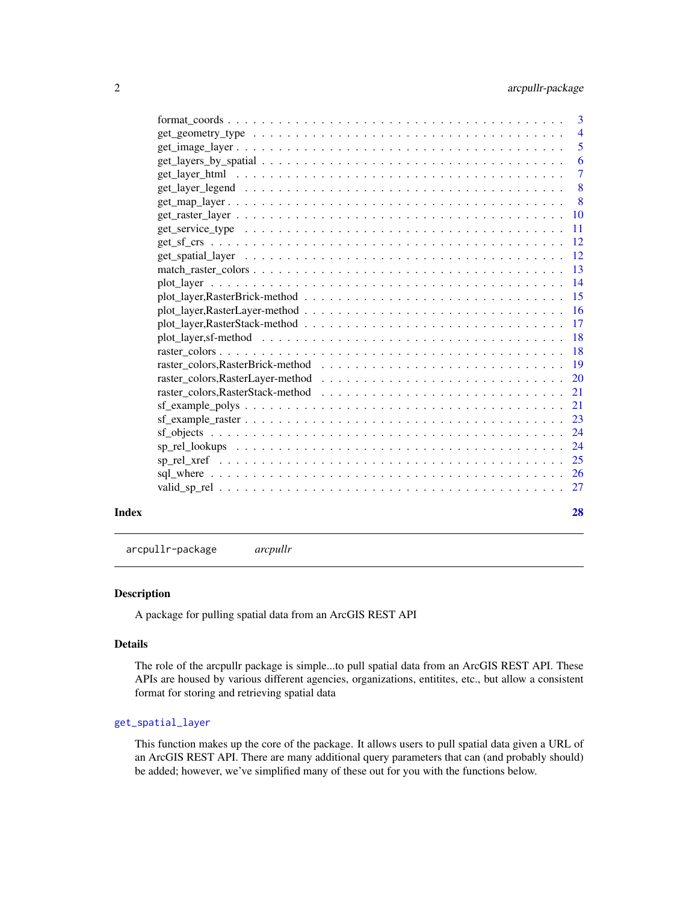| | |
|---|---|
| format_coords | 3 |
| get_geometry_type | 4 |
| get_image_layer | 5 |
| get_layers_by_spatial | 6 |
| get_layer_html | 7 |
| get_layer_legend | 8 |
| get_map_layer | 8 |
| get_raster_layer | 10 |
| get_service_type | 11 |
| get_sf_crs | 12 |
| get_spatial_layer | 12 |
| match_raster_colors | 13 |
| plot_layer | 14 |
| plot_layer,RasterBrick-method | 15 |
| plot_layer,RasterLayer-method | 16 |
| plot_layer,RasterStack-method | 17 |
| plot_layer,sf-method | 18 |
| raster_colors | 18 |
| raster_colors,RasterBrick-method | 19 |
| raster_colors,RasterLayer-method | 20 |
| raster_colors,RasterStack-method | 21 |
| sf_example_polys | 21 |
| sf_example_raster | 23 |
| sf_objects | 24 |
| sp_rel_lookups | 24 |
| sp_rel_xref | 25 |
| sql_where | 26 |
| valid_sp_rel | 27 |

**Index** **28**

---

`arcpullr-package` *arcpullr*

---

## Description

A package for pulling spatial data from an ArcGIS REST API

## Details

The role of the arcpullr package is simple...to pull spatial data from an ArcGIS REST API. These APIs are housed by various different agencies, organizations, entitites, etc., but allow a consistent format for storing and retrieving spatial data

### `get_spatial_layer`

This function makes up the core of the package. It allows users to pull spatial data given a URL of an ArcGIS REST API. There are many additional query parameters that can (and probably should) be added; however, we've simplified many of these out for you with the functions below.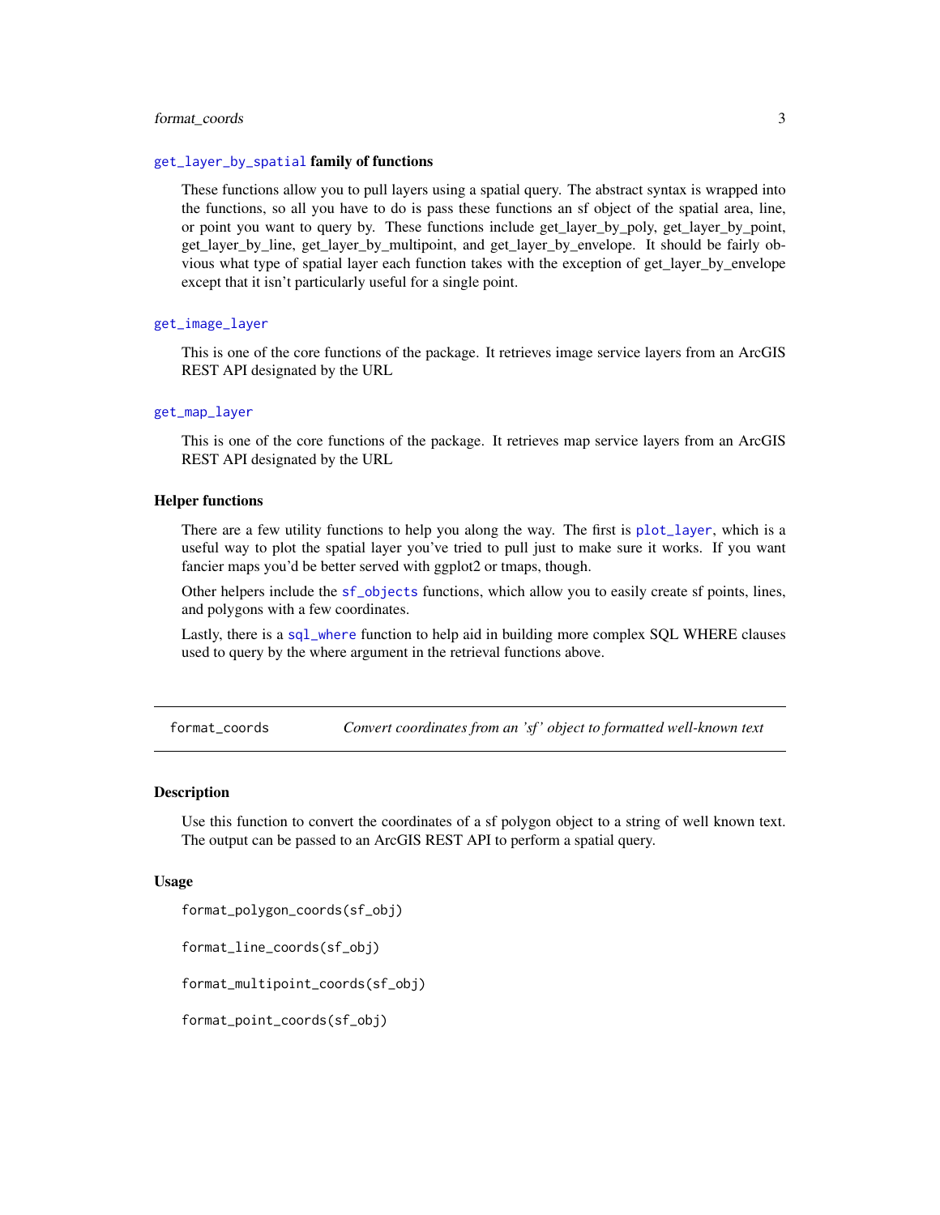### `get_layer_by_spatial` family of functions

These functions allow you to pull layers using a spatial query. The abstract syntax is wrapped into the functions, so all you have to do is pass these functions an sf object of the spatial area, line, or point you want to query by. These functions include get_layer_by_poly, get_layer_by_point, get_layer_by_line, get_layer_by_multipoint, and get_layer_by_envelope. It should be fairly obvious what type of spatial layer each function takes with the exception of get_layer_by_envelope except that it isn't particularly useful for a single point.

### `get_image_layer`

This is one of the core functions of the package. It retrieves image service layers from an ArcGIS REST API designated by the URL

### `get_map_layer`

This is one of the core functions of the package. It retrieves map service layers from an ArcGIS REST API designated by the URL

### Helper functions

There are a few utility functions to help you along the way. The first is `plot_layer`, which is a useful way to plot the spatial layer you've tried to pull just to make sure it works. If you want fancier maps you'd be better served with ggplot2 or tmaps, though.

Other helpers include the `sf_objects` functions, which allow you to easily create sf points, lines, and polygons with a few coordinates.

Lastly, there is a `sql_where` function to help aid in building more complex SQL WHERE clauses used to query by the where argument in the retrieval functions above.

---

## `format_coords` — *Convert coordinates from an 'sf' object to formatted well-known text*

### Description

Use this function to convert the coordinates of a sf polygon object to a string of well known text. The output can be passed to an ArcGIS REST API to perform a spatial query.

### Usage

```
format_polygon_coords(sf_obj)

format_line_coords(sf_obj)

format_multipoint_coords(sf_obj)

format_point_coords(sf_obj)
```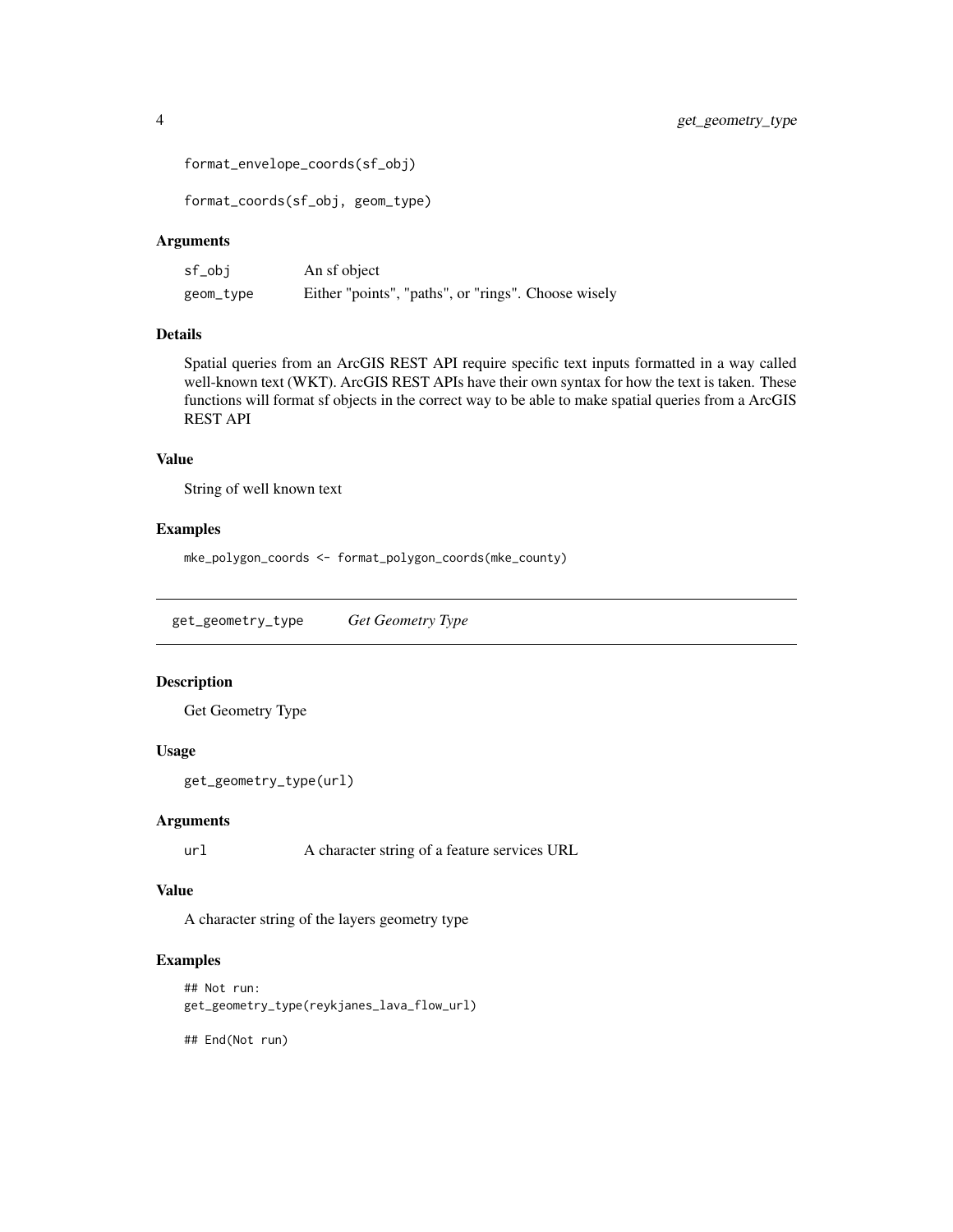```
format_envelope_coords(sf_obj)

format_coords(sf_obj, geom_type)
```

### Arguments

| | |
|---|---|
| sf_obj | An sf object |
| geom_type | Either "points", "paths", or "rings". Choose wisely |

### Details

Spatial queries from an ArcGIS REST API require specific text inputs formatted in a way called well-known text (WKT). ArcGIS REST APIs have their own syntax for how the text is taken. These functions will format sf objects in the correct way to be able to make spatial queries from a ArcGIS REST API

### Value

String of well known text

### Examples

```
mke_polygon_coords <- format_polygon_coords(mke_county)
```

---

## get_geometry_type *Get Geometry Type*

### Description

Get Geometry Type

### Usage

```
get_geometry_type(url)
```

### Arguments

| | |
|---|---|
| url | A character string of a feature services URL |

### Value

A character string of the layers geometry type

### Examples

```
## Not run:
get_geometry_type(reykjanes_lava_flow_url)

## End(Not run)
```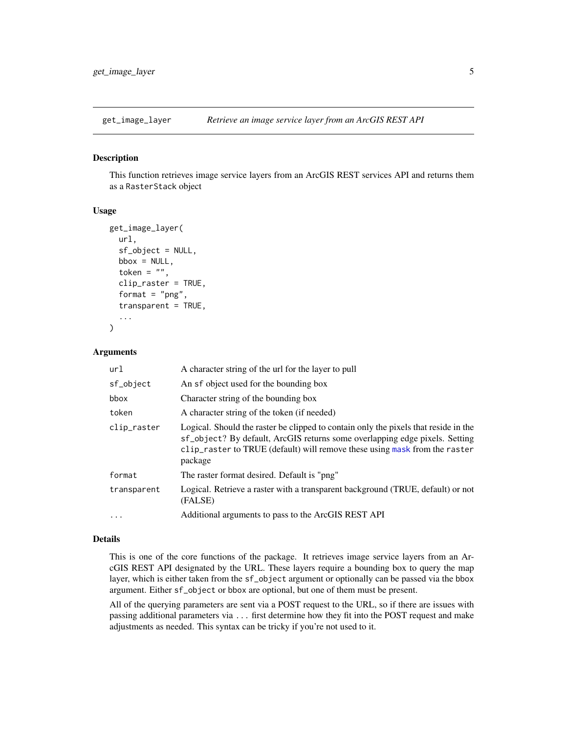## get_image_layer — *Retrieve an image service layer from an ArcGIS REST API*

### Description

This function retrieves image service layers from an ArcGIS REST services API and returns them as a `RasterStack` object

### Usage

```
get_image_layer(
  url,
  sf_object = NULL,
  bbox = NULL,
  token = "",
  clip_raster = TRUE,
  format = "png",
  transparent = TRUE,
  ...
)
```

### Arguments

| Argument | Description |
|---|---|
| `url` | A character string of the url for the layer to pull |
| `sf_object` | An `sf` object used for the bounding box |
| `bbox` | Character string of the bounding box |
| `token` | A character string of the token (if needed) |
| `clip_raster` | Logical. Should the raster be clipped to contain only the pixels that reside in the `sf_object`? By default, ArcGIS returns some overlapping edge pixels. Setting `clip_raster` to TRUE (default) will remove these using `mask` from the `raster` package |
| `format` | The raster format desired. Default is "png" |
| `transparent` | Logical. Retrieve a raster with a transparent background (TRUE, default) or not (FALSE) |
| `...` | Additional arguments to pass to the ArcGIS REST API |

### Details

This is one of the core functions of the package. It retrieves image service layers from an ArcGIS REST API designated by the URL. These layers require a bounding box to query the map layer, which is either taken from the `sf_object` argument or optionally can be passed via the `bbox` argument. Either `sf_object` or `bbox` are optional, but one of them must be present.

All of the querying parameters are sent via a POST request to the URL, so if there are issues with passing additional parameters via `...` first determine how they fit into the POST request and make adjustments as needed. This syntax can be tricky if you're not used to it.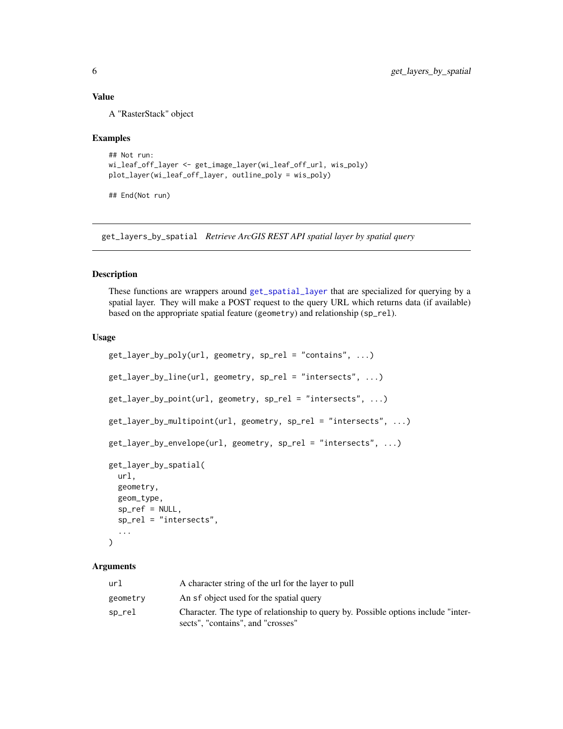## Value

A "RasterStack" object

## Examples

```
## Not run:
wi_leaf_off_layer <- get_image_layer(wi_leaf_off_url, wis_poly)
plot_layer(wi_leaf_off_layer, outline_poly = wis_poly)

## End(Not run)
```

---

# get_layers_by_spatial *Retrieve ArcGIS REST API spatial layer by spatial query*

## Description

These functions are wrappers around get_spatial_layer that are specialized for querying by a spatial layer. They will make a POST request to the query URL which returns data (if available) based on the appropriate spatial feature (`geometry`) and relationship (`sp_rel`).

## Usage

```
get_layer_by_poly(url, geometry, sp_rel = "contains", ...)

get_layer_by_line(url, geometry, sp_rel = "intersects", ...)

get_layer_by_point(url, geometry, sp_rel = "intersects", ...)

get_layer_by_multipoint(url, geometry, sp_rel = "intersects", ...)

get_layer_by_envelope(url, geometry, sp_rel = "intersects", ...)

get_layer_by_spatial(
  url,
  geometry,
  geom_type,
  sp_ref = NULL,
  sp_rel = "intersects",
  ...
)
```

## Arguments

| | |
|---|---|
| `url` | A character string of the url for the layer to pull |
| `geometry` | An `sf` object used for the spatial query |
| `sp_rel` | Character. The type of relationship to query by. Possible options include "intersects", "contains", and "crosses" |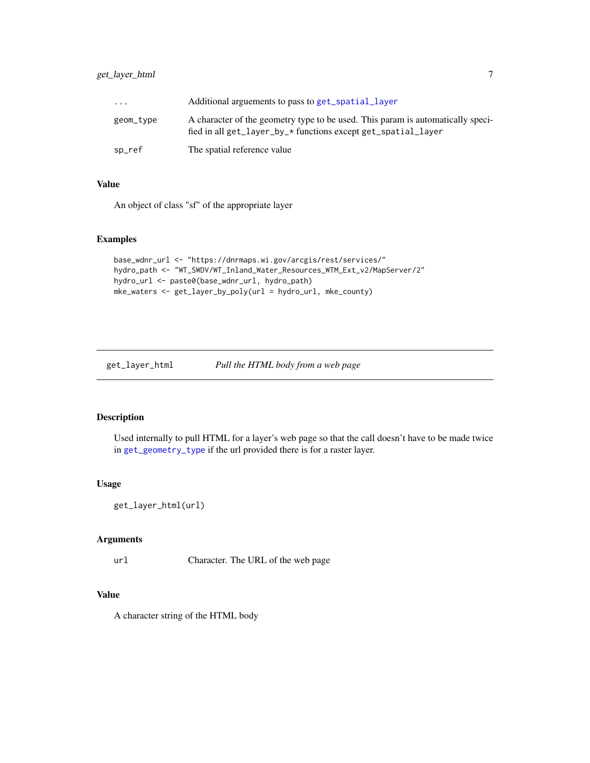| | |
|---|---|
| ... | Additional arguements to pass to `get_spatial_layer` |
| geom_type | A character of the geometry type to be used. This param is automatically specified in all `get_layer_by_*` functions except `get_spatial_layer` |
| sp_ref | The spatial reference value |

### Value

An object of class "sf" of the appropriate layer

### Examples

```
base_wdnr_url <- "https://dnrmaps.wi.gov/arcgis/rest/services/"
hydro_path <- "WT_SWDV/WT_Inland_Water_Resources_WTM_Ext_v2/MapServer/2"
hydro_url <- paste0(base_wdnr_url, hydro_path)
mke_waters <- get_layer_by_poly(url = hydro_url, mke_county)
```

---

## get_layer_html &nbsp;&nbsp;&nbsp; *Pull the HTML body from a web page*

---

### Description

Used internally to pull HTML for a layer's web page so that the call doesn't have to be made twice in `get_geometry_type` if the url provided there is for a raster layer.

### Usage

```
get_layer_html(url)
```

### Arguments

| | |
|---|---|
| url | Character. The URL of the web page |

### Value

A character string of the HTML body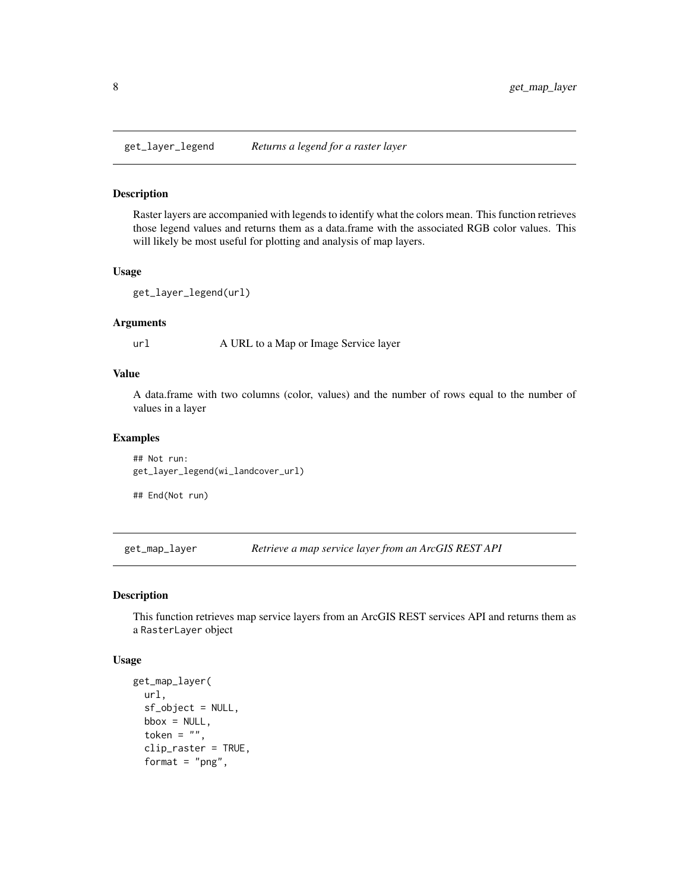## get_layer_legend *Returns a legend for a raster layer*

### Description

Raster layers are accompanied with legends to identify what the colors mean. This function retrieves those legend values and returns them as a data.frame with the associated RGB color values. This will likely be most useful for plotting and analysis of map layers.

### Usage

```
get_layer_legend(url)
```

### Arguments

| | |
|---|---|
| url | A URL to a Map or Image Service layer |

### Value

A data.frame with two columns (color, values) and the number of rows equal to the number of values in a layer

### Examples

```
## Not run:
get_layer_legend(wi_landcover_url)

## End(Not run)
```

## get_map_layer *Retrieve a map service layer from an ArcGIS REST API*

### Description

This function retrieves map service layers from an ArcGIS REST services API and returns them as a `RasterLayer` object

### Usage

```
get_map_layer(
  url,
  sf_object = NULL,
  bbox = NULL,
  token = "",
  clip_raster = TRUE,
  format = "png",
```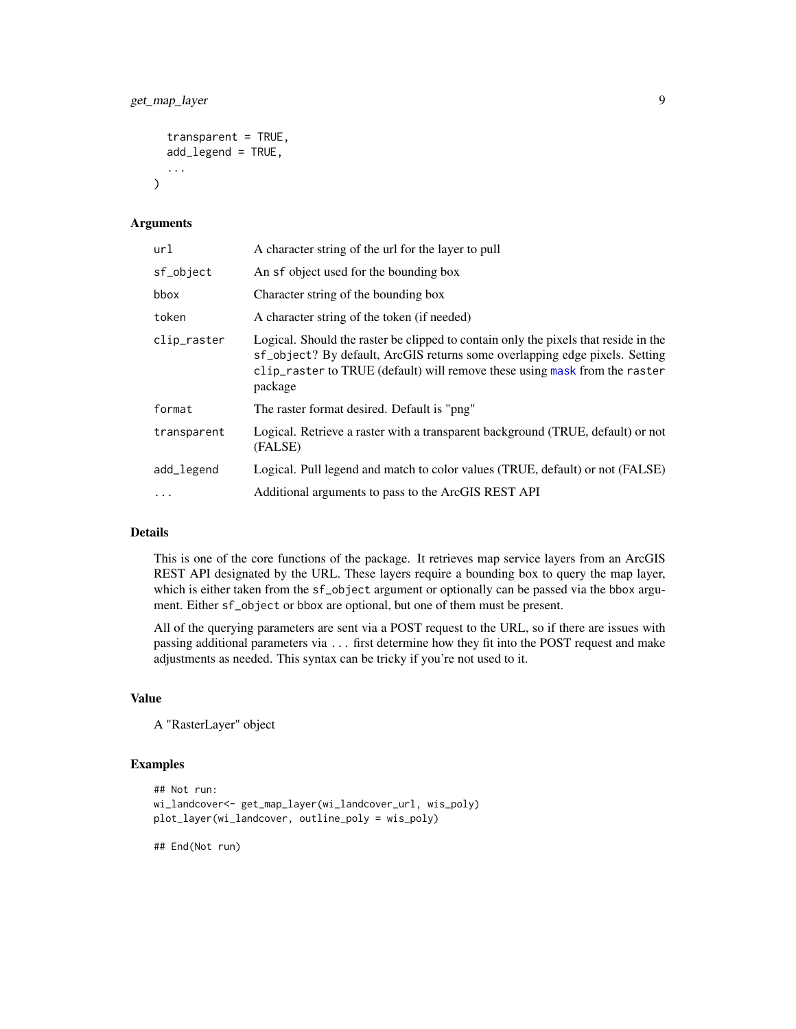```
  transparent = TRUE,
  add_legend = TRUE,
  ...
)
```

### Arguments

| | |
|---|---|
| url | A character string of the url for the layer to pull |
| sf_object | An sf object used for the bounding box |
| bbox | Character string of the bounding box |
| token | A character string of the token (if needed) |
| clip_raster | Logical. Should the raster be clipped to contain only the pixels that reside in the sf_object? By default, ArcGIS returns some overlapping edge pixels. Setting clip_raster to TRUE (default) will remove these using mask from the raster package |
| format | The raster format desired. Default is "png" |
| transparent | Logical. Retrieve a raster with a transparent background (TRUE, default) or not (FALSE) |
| add_legend | Logical. Pull legend and match to color values (TRUE, default) or not (FALSE) |
| ... | Additional arguments to pass to the ArcGIS REST API |

### Details

This is one of the core functions of the package. It retrieves map service layers from an ArcGIS REST API designated by the URL. These layers require a bounding box to query the map layer, which is either taken from the sf_object argument or optionally can be passed via the bbox argument. Either sf_object or bbox are optional, but one of them must be present.

All of the querying parameters are sent via a POST request to the URL, so if there are issues with passing additional parameters via ... first determine how they fit into the POST request and make adjustments as needed. This syntax can be tricky if you're not used to it.

### Value

A "RasterLayer" object

### Examples

```
## Not run:
wi_landcover<- get_map_layer(wi_landcover_url, wis_poly)
plot_layer(wi_landcover, outline_poly = wis_poly)

## End(Not run)
```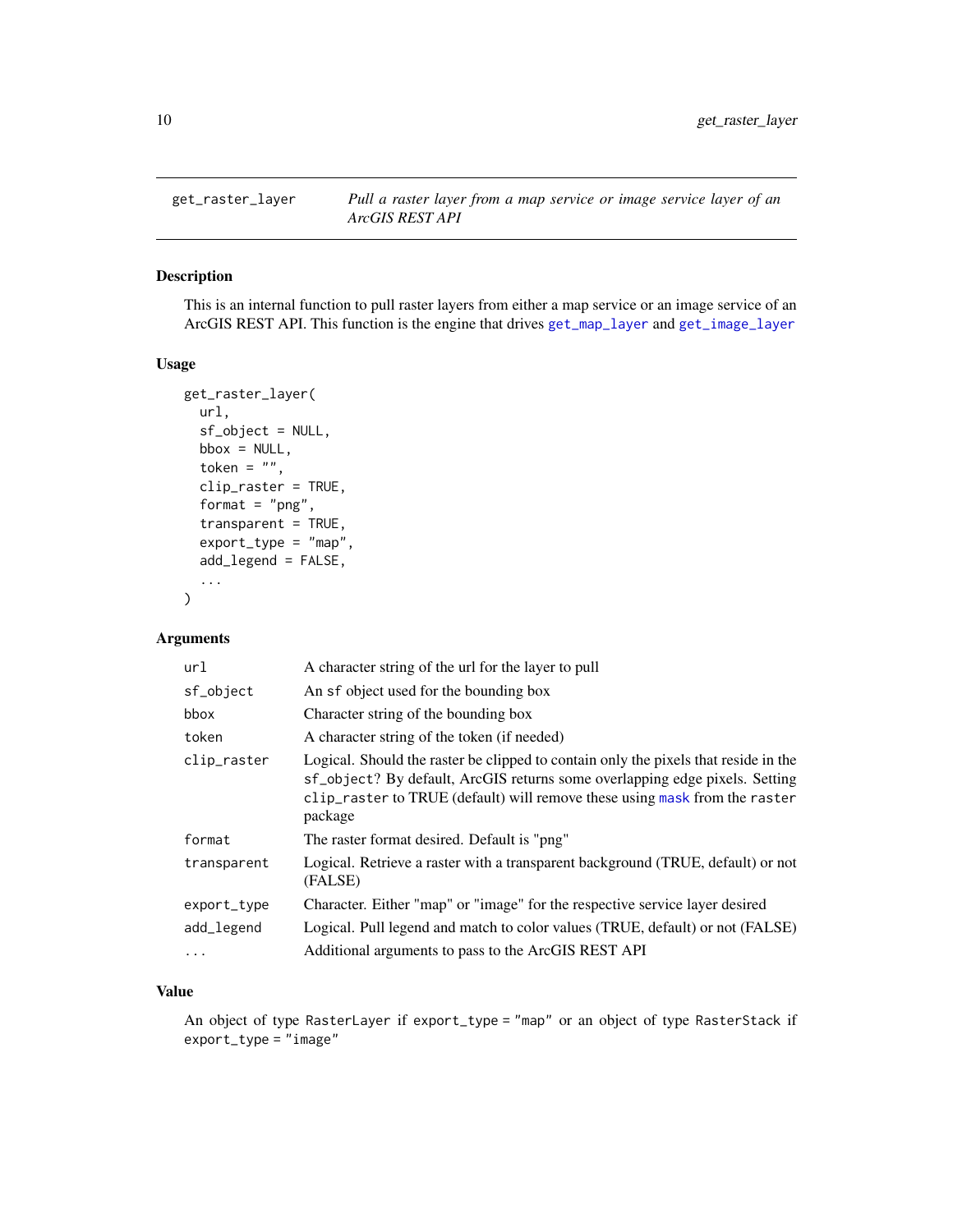# get_raster_layer — *Pull a raster layer from a map service or image service layer of an ArcGIS REST API*

## Description

This is an internal function to pull raster layers from either a map service or an image service of an ArcGIS REST API. This function is the engine that drives `get_map_layer` and `get_image_layer`

## Usage

```
get_raster_layer(
  url,
  sf_object = NULL,
  bbox = NULL,
  token = "",
  clip_raster = TRUE,
  format = "png",
  transparent = TRUE,
  export_type = "map",
  add_legend = FALSE,
  ...
)
```

## Arguments

| Argument | Description |
|---|---|
| `url` | A character string of the url for the layer to pull |
| `sf_object` | An `sf` object used for the bounding box |
| `bbox` | Character string of the bounding box |
| `token` | A character string of the token (if needed) |
| `clip_raster` | Logical. Should the raster be clipped to contain only the pixels that reside in the `sf_object`? By default, ArcGIS returns some overlapping edge pixels. Setting `clip_raster` to TRUE (default) will remove these using `mask` from the `raster` package |
| `format` | The raster format desired. Default is "png" |
| `transparent` | Logical. Retrieve a raster with a transparent background (TRUE, default) or not (FALSE) |
| `export_type` | Character. Either "map" or "image" for the respective service layer desired |
| `add_legend` | Logical. Pull legend and match to color values (TRUE, default) or not (FALSE) |
| `...` | Additional arguments to pass to the ArcGIS REST API |

## Value

An object of type `RasterLayer` if `export_type = "map"` or an object of type `RasterStack` if `export_type = "image"`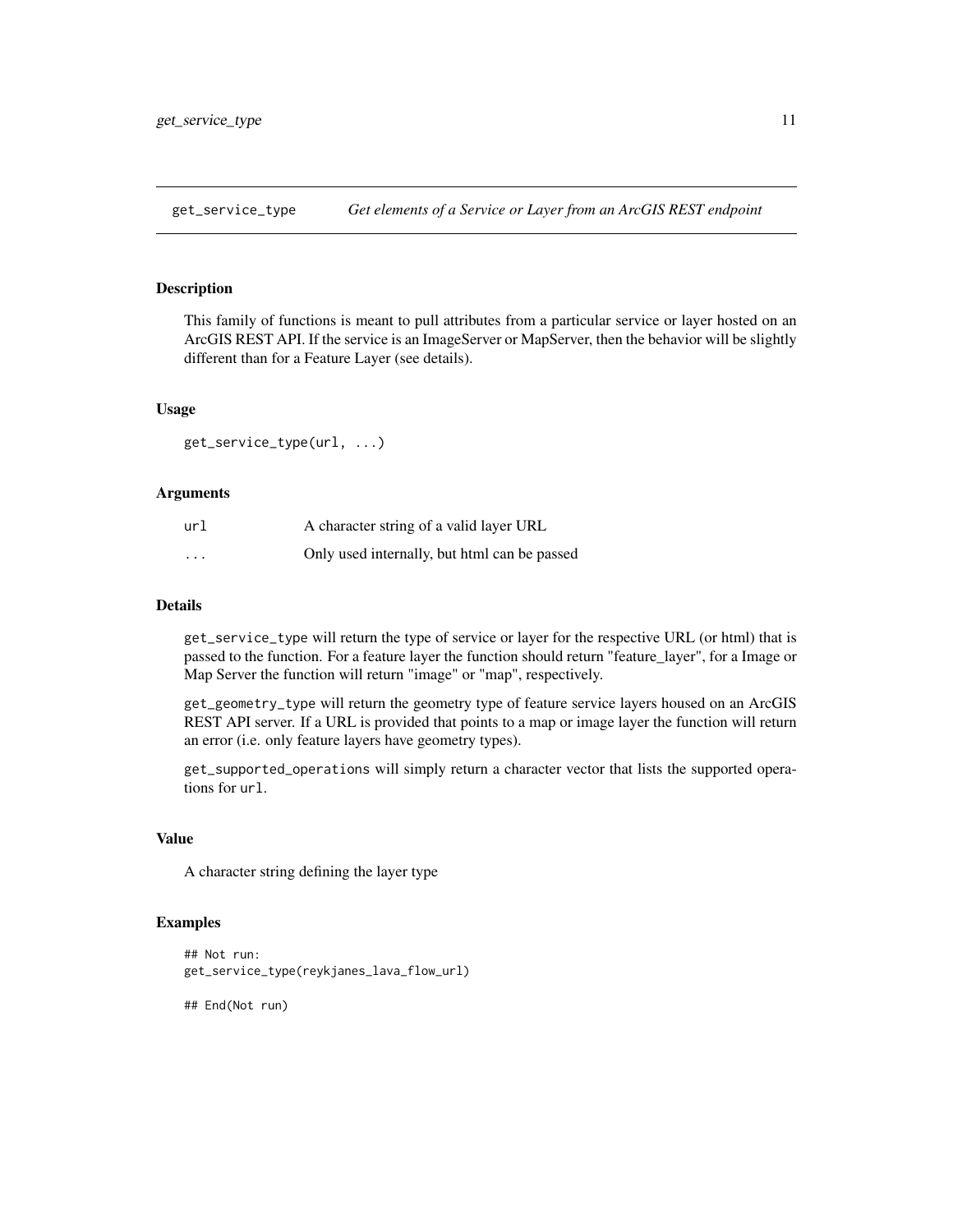## get_service_type — *Get elements of a Service or Layer from an ArcGIS REST endpoint*

### Description

This family of functions is meant to pull attributes from a particular service or layer hosted on an ArcGIS REST API. If the service is an ImageServer or MapServer, then the behavior will be slightly different than for a Feature Layer (see details).

### Usage

```
get_service_type(url, ...)
```

### Arguments

| | |
|---|---|
| `url` | A character string of a valid layer URL |
| `...` | Only used internally, but html can be passed |

### Details

`get_service_type` will return the type of service or layer for the respective URL (or html) that is passed to the function. For a feature layer the function should return "feature_layer", for a Image or Map Server the function will return "image" or "map", respectively.

`get_geometry_type` will return the geometry type of feature service layers housed on an ArcGIS REST API server. If a URL is provided that points to a map or image layer the function will return an error (i.e. only feature layers have geometry types).

`get_supported_operations` will simply return a character vector that lists the supported operations for `url`.

### Value

A character string defining the layer type

### Examples

```
## Not run:
get_service_type(reykjanes_lava_flow_url)

## End(Not run)
```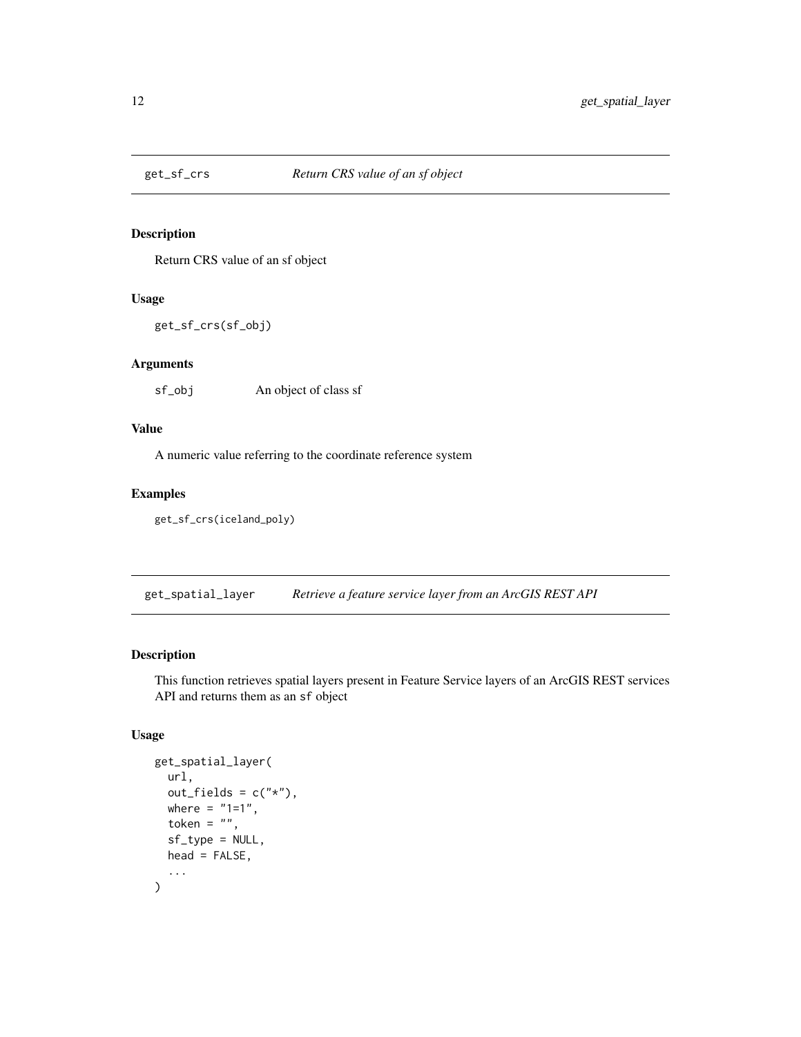## get_sf_crs — *Return CRS value of an sf object*

### Description

Return CRS value of an sf object

### Usage

```
get_sf_crs(sf_obj)
```

### Arguments

| | |
|---|---|
| sf_obj | An object of class sf |

### Value

A numeric value referring to the coordinate reference system

### Examples

```
get_sf_crs(iceland_poly)
```

## get_spatial_layer — *Retrieve a feature service layer from an ArcGIS REST API*

### Description

This function retrieves spatial layers present in Feature Service layers of an ArcGIS REST services API and returns them as an sf object

### Usage

```
get_spatial_layer(
  url,
  out_fields = c("*"),
  where = "1=1",
  token = "",
  sf_type = NULL,
  head = FALSE,
  ...
)
```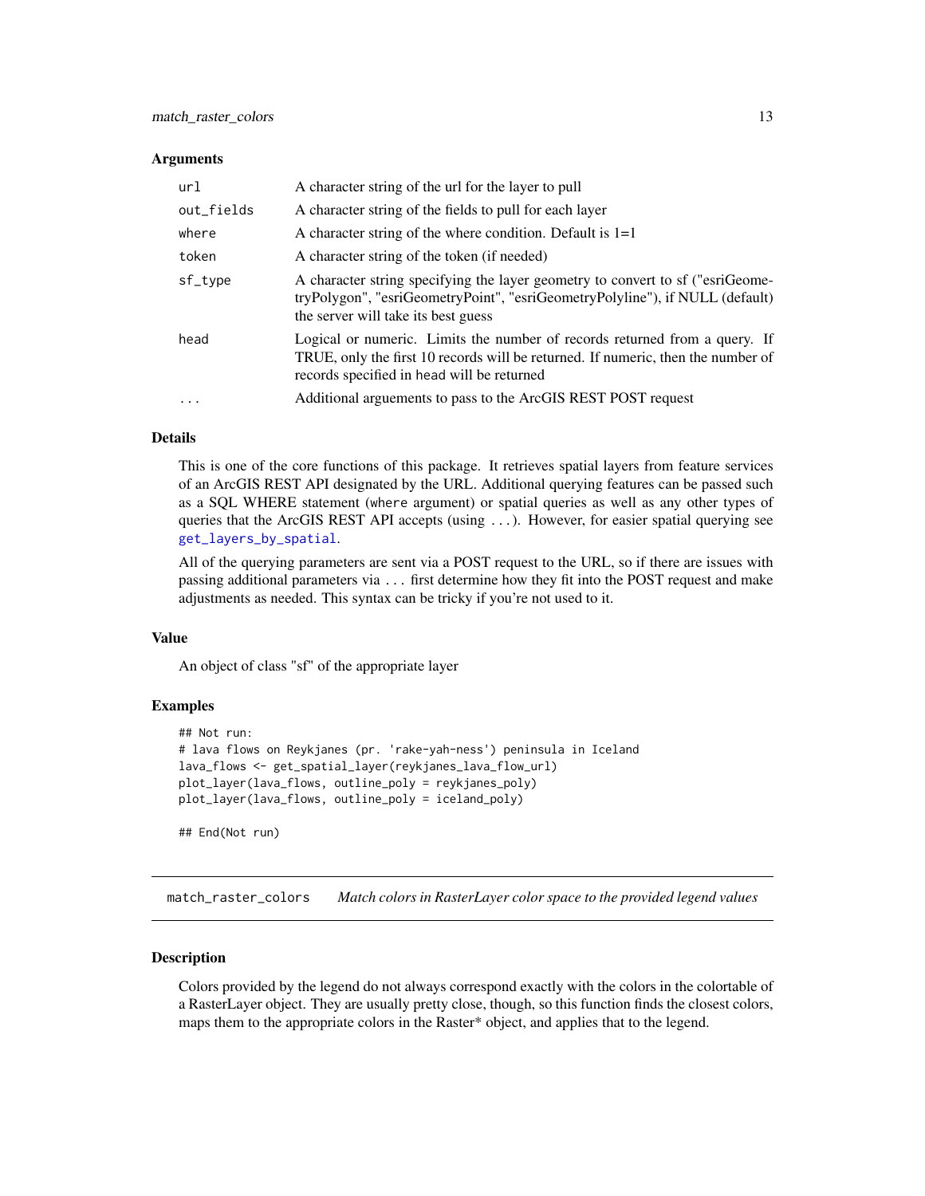### Arguments

| | |
|---|---|
| `url` | A character string of the url for the layer to pull |
| `out_fields` | A character string of the fields to pull for each layer |
| `where` | A character string of the where condition. Default is 1=1 |
| `token` | A character string of the token (if needed) |
| `sf_type` | A character string specifying the layer geometry to convert to sf ("esriGeometryPolygon", "esriGeometryPoint", "esriGeometryPolyline"), if NULL (default) the server will take its best guess |
| `head` | Logical or numeric. Limits the number of records returned from a query. If TRUE, only the first 10 records will be returned. If numeric, then the number of records specified in head will be returned |
| `...` | Additional arguements to pass to the ArcGIS REST POST request |

### Details

This is one of the core functions of this package. It retrieves spatial layers from feature services of an ArcGIS REST API designated by the URL. Additional querying features can be passed such as a SQL WHERE statement (`where` argument) or spatial queries as well as any other types of queries that the ArcGIS REST API accepts (using `...`). However, for easier spatial querying see `get_layers_by_spatial`.

All of the querying parameters are sent via a POST request to the URL, so if there are issues with passing additional parameters via `...` first determine how they fit into the POST request and make adjustments as needed. This syntax can be tricky if you're not used to it.

### Value

An object of class "sf" of the appropriate layer

### Examples

```
## Not run:
# lava flows on Reykjanes (pr. 'rake-yah-ness') peninsula in Iceland
lava_flows <- get_spatial_layer(reykjanes_lava_flow_url)
plot_layer(lava_flows, outline_poly = reykjanes_poly)
plot_layer(lava_flows, outline_poly = iceland_poly)

## End(Not run)
```

## match_raster_colors *Match colors in RasterLayer color space to the provided legend values*

### Description

Colors provided by the legend do not always correspond exactly with the colors in the colortable of a RasterLayer object. They are usually pretty close, though, so this function finds the closest colors, maps them to the appropriate colors in the Raster* object, and applies that to the legend.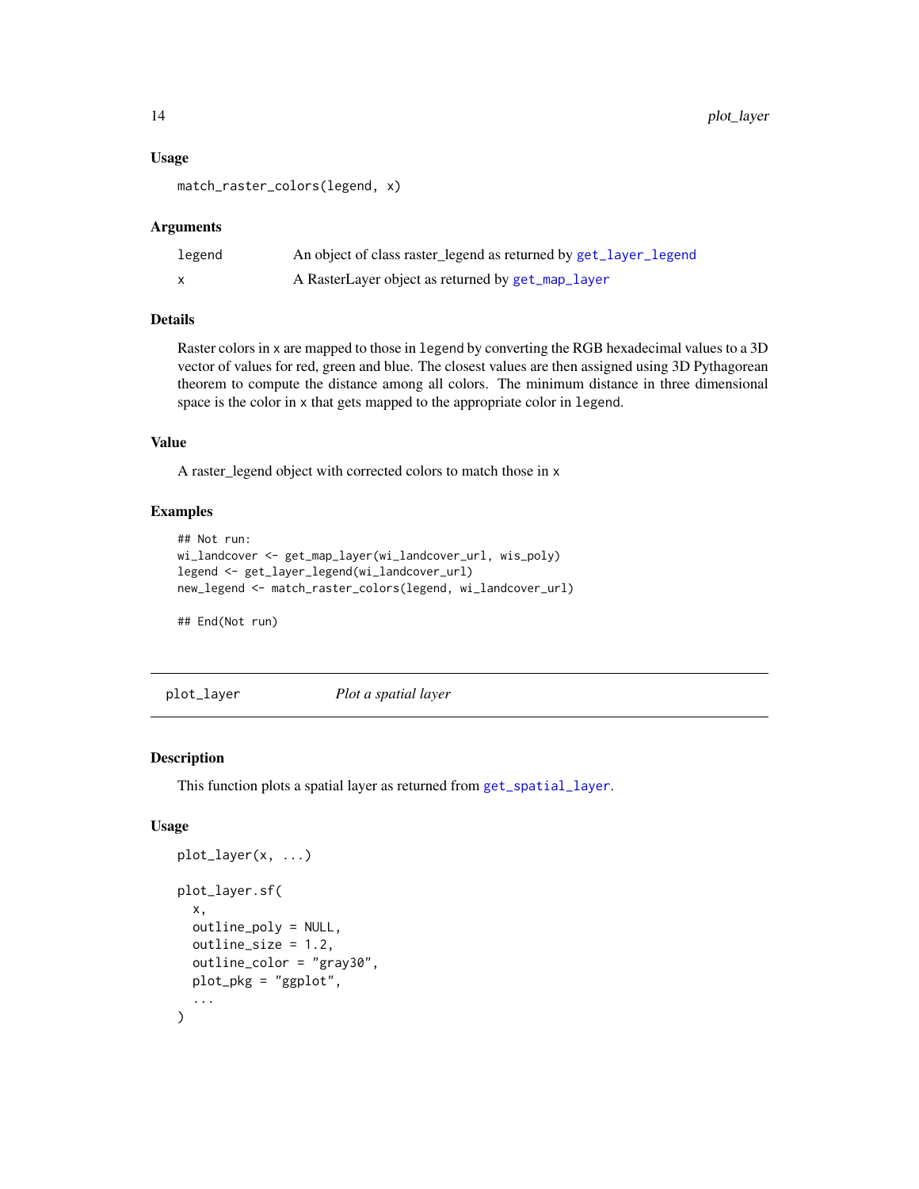### Usage

```
match_raster_colors(legend, x)
```

### Arguments

| | |
|---|---|
| `legend` | An object of class raster_legend as returned by `get_layer_legend` |
| `x` | A RasterLayer object as returned by `get_map_layer` |

### Details

Raster colors in `x` are mapped to those in `legend` by converting the RGB hexadecimal values to a 3D vector of values for red, green and blue. The closest values are then assigned using 3D Pythagorean theorem to compute the distance among all colors. The minimum distance in three dimensional space is the color in `x` that gets mapped to the appropriate color in `legend`.

### Value

A raster_legend object with corrected colors to match those in `x`

### Examples

```
## Not run:
wi_landcover <- get_map_layer(wi_landcover_url, wis_poly)
legend <- get_layer_legend(wi_landcover_url)
new_legend <- match_raster_colors(legend, wi_landcover_url)

## End(Not run)
```

---

## plot_layer — *Plot a spatial layer*

---

### Description

This function plots a spatial layer as returned from `get_spatial_layer`.

### Usage

```
plot_layer(x, ...)

plot_layer.sf(
  x,
  outline_poly = NULL,
  outline_size = 1.2,
  outline_color = "gray30",
  plot_pkg = "ggplot",
  ...
)
```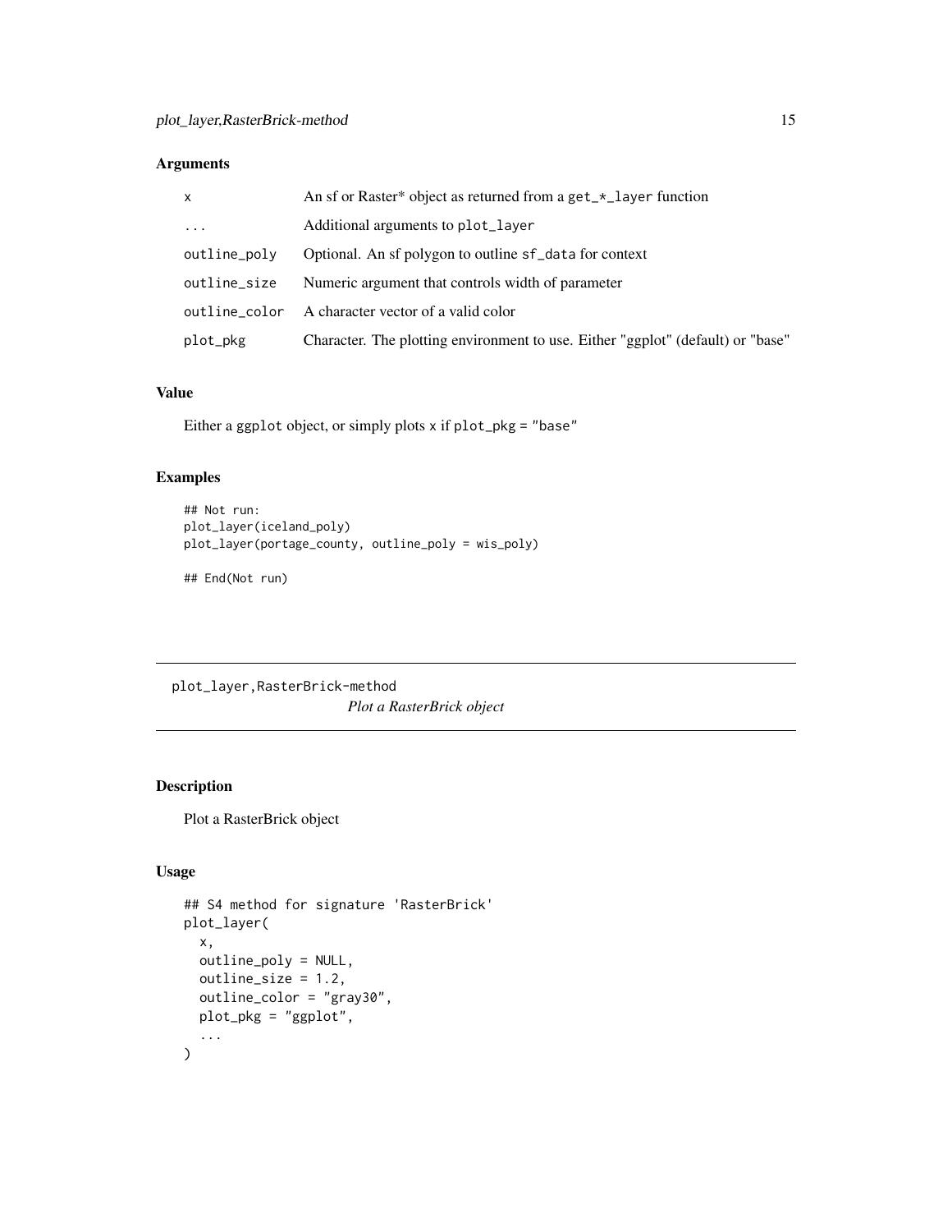## Arguments

| | |
|---|---|
| x | An sf or Raster* object as returned from a `get_*_layer` function |
| ... | Additional arguments to `plot_layer` |
| outline_poly | Optional. An sf polygon to outline `sf_data` for context |
| outline_size | Numeric argument that controls width of parameter |
| outline_color | A character vector of a valid color |
| plot_pkg | Character. The plotting environment to use. Either "ggplot" (default) or "base" |

## Value

Either a `ggplot` object, or simply plots `x` if `plot_pkg = "base"`

## Examples

```
## Not run:
plot_layer(iceland_poly)
plot_layer(portage_county, outline_poly = wis_poly)

## End(Not run)
```

---

# plot_layer,RasterBrick-method

*Plot a RasterBrick object*

---

## Description

Plot a RasterBrick object

## Usage

```
## S4 method for signature 'RasterBrick'
plot_layer(
  x,
  outline_poly = NULL,
  outline_size = 1.2,
  outline_color = "gray30",
  plot_pkg = "ggplot",
  ...
)
```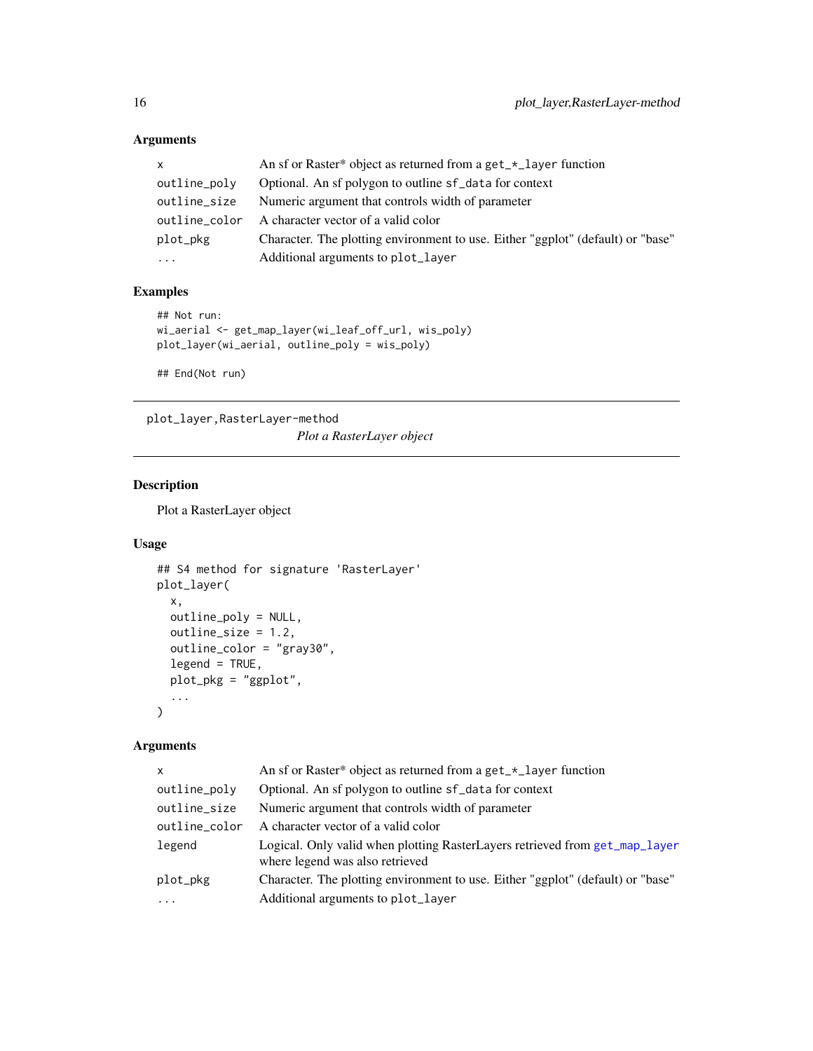## Arguments

| | |
|---|---|
| x | An sf or Raster* object as returned from a get_*_layer function |
| outline_poly | Optional. An sf polygon to outline sf_data for context |
| outline_size | Numeric argument that controls width of parameter |
| outline_color | A character vector of a valid color |
| plot_pkg | Character. The plotting environment to use. Either "ggplot" (default) or "base" |
| ... | Additional arguments to plot_layer |

## Examples

```
## Not run:
wi_aerial <- get_map_layer(wi_leaf_off_url, wis_poly)
plot_layer(wi_aerial, outline_poly = wis_poly)

## End(Not run)
```

---

# plot_layer,RasterLayer-method

*Plot a RasterLayer object*

## Description

Plot a RasterLayer object

## Usage

```
## S4 method for signature 'RasterLayer'
plot_layer(
  x,
  outline_poly = NULL,
  outline_size = 1.2,
  outline_color = "gray30",
  legend = TRUE,
  plot_pkg = "ggplot",
  ...
)
```

## Arguments

| | |
|---|---|
| x | An sf or Raster* object as returned from a get_*_layer function |
| outline_poly | Optional. An sf polygon to outline sf_data for context |
| outline_size | Numeric argument that controls width of parameter |
| outline_color | A character vector of a valid color |
| legend | Logical. Only valid when plotting RasterLayers retrieved from get_map_layer where legend was also retrieved |
| plot_pkg | Character. The plotting environment to use. Either "ggplot" (default) or "base" |
| ... | Additional arguments to plot_layer |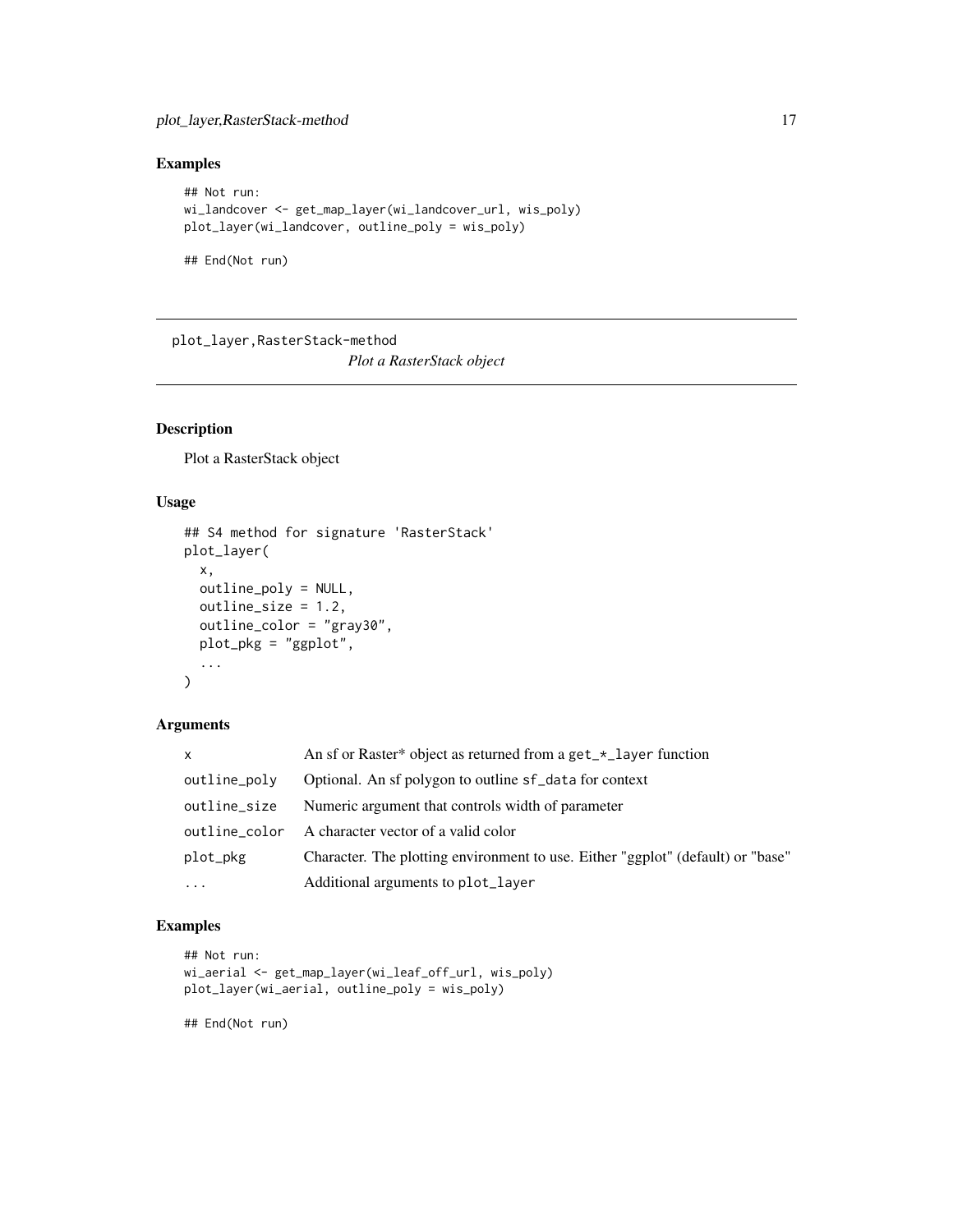## Examples

```
## Not run:
wi_landcover <- get_map_layer(wi_landcover_url, wis_poly)
plot_layer(wi_landcover, outline_poly = wis_poly)

## End(Not run)
```

---

# plot_layer,RasterStack-method

*Plot a RasterStack object*

---

## Description

Plot a RasterStack object

## Usage

```
## S4 method for signature 'RasterStack'
plot_layer(
  x,
  outline_poly = NULL,
  outline_size = 1.2,
  outline_color = "gray30",
  plot_pkg = "ggplot",
  ...
)
```

## Arguments

| | |
|---|---|
| `x` | An sf or Raster* object as returned from a `get_*_layer` function |
| `outline_poly` | Optional. An sf polygon to outline `sf_data` for context |
| `outline_size` | Numeric argument that controls width of parameter |
| `outline_color` | A character vector of a valid color |
| `plot_pkg` | Character. The plotting environment to use. Either "ggplot" (default) or "base" |
| `...` | Additional arguments to `plot_layer` |

## Examples

```
## Not run:
wi_aerial <- get_map_layer(wi_leaf_off_url, wis_poly)
plot_layer(wi_aerial, outline_poly = wis_poly)

## End(Not run)
```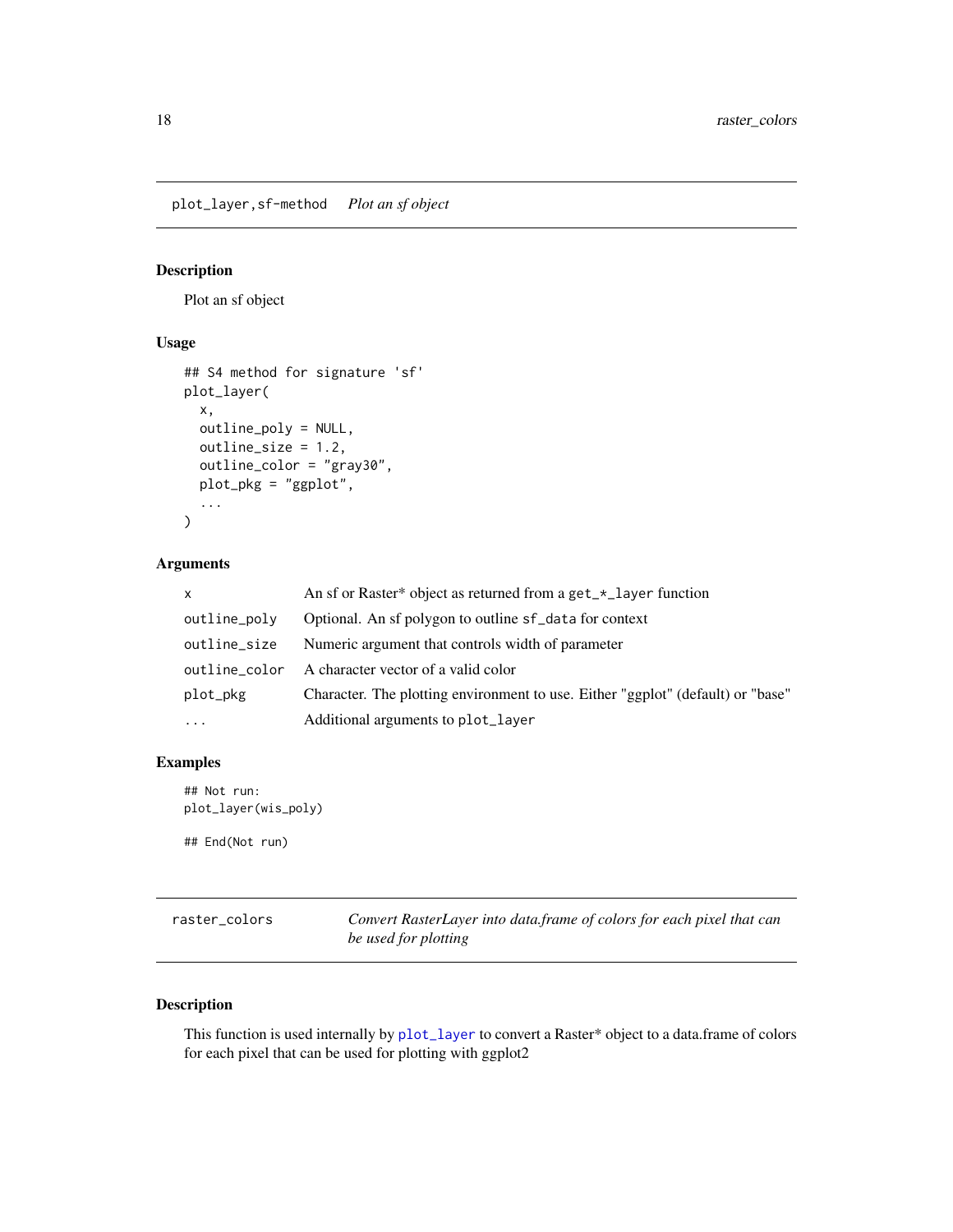## plot_layer,sf-method *Plot an sf object*

### Description

Plot an sf object

### Usage

```
## S4 method for signature 'sf'
plot_layer(
  x,
  outline_poly = NULL,
  outline_size = 1.2,
  outline_color = "gray30",
  plot_pkg = "ggplot",
  ...
)
```

### Arguments

| | |
|---|---|
| x | An sf or Raster* object as returned from a `get_*_layer` function |
| outline_poly | Optional. An sf polygon to outline `sf_data` for context |
| outline_size | Numeric argument that controls width of parameter |
| outline_color | A character vector of a valid color |
| plot_pkg | Character. The plotting environment to use. Either "ggplot" (default) or "base" |
| ... | Additional arguments to `plot_layer` |

### Examples

```
## Not run:
plot_layer(wis_poly)

## End(Not run)
```

## raster_colors *Convert RasterLayer into data.frame of colors for each pixel that can be used for plotting*

### Description

This function is used internally by `plot_layer` to convert a Raster* object to a data.frame of colors for each pixel that can be used for plotting with ggplot2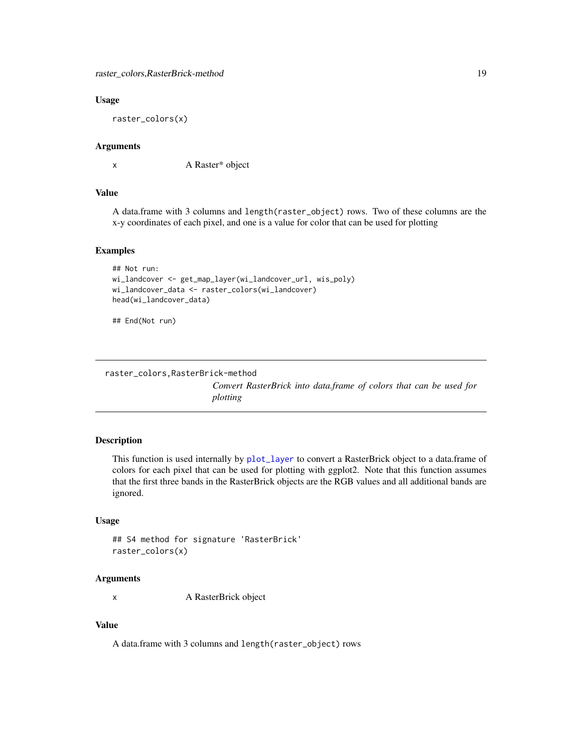### Usage

```
raster_colors(x)
```

### Arguments

| | |
|---|---|
| x | A Raster* object |

### Value

A data.frame with 3 columns and `length(raster_object)` rows. Two of these columns are the x-y coordinates of each pixel, and one is a value for color that can be used for plotting

### Examples

```
## Not run:
wi_landcover <- get_map_layer(wi_landcover_url, wis_poly)
wi_landcover_data <- raster_colors(wi_landcover)
head(wi_landcover_data)

## End(Not run)
```

---

## raster_colors,RasterBrick-method

*Convert RasterBrick into data.frame of colors that can be used for plotting*

---

### Description

This function is used internally by plot_layer to convert a RasterBrick object to a data.frame of colors for each pixel that can be used for plotting with ggplot2. Note that this function assumes that the first three bands in the RasterBrick objects are the RGB values and all additional bands are ignored.

### Usage

```
## S4 method for signature 'RasterBrick'
raster_colors(x)
```

### Arguments

| | |
|---|---|
| x | A RasterBrick object |

### Value

A data.frame with 3 columns and `length(raster_object)` rows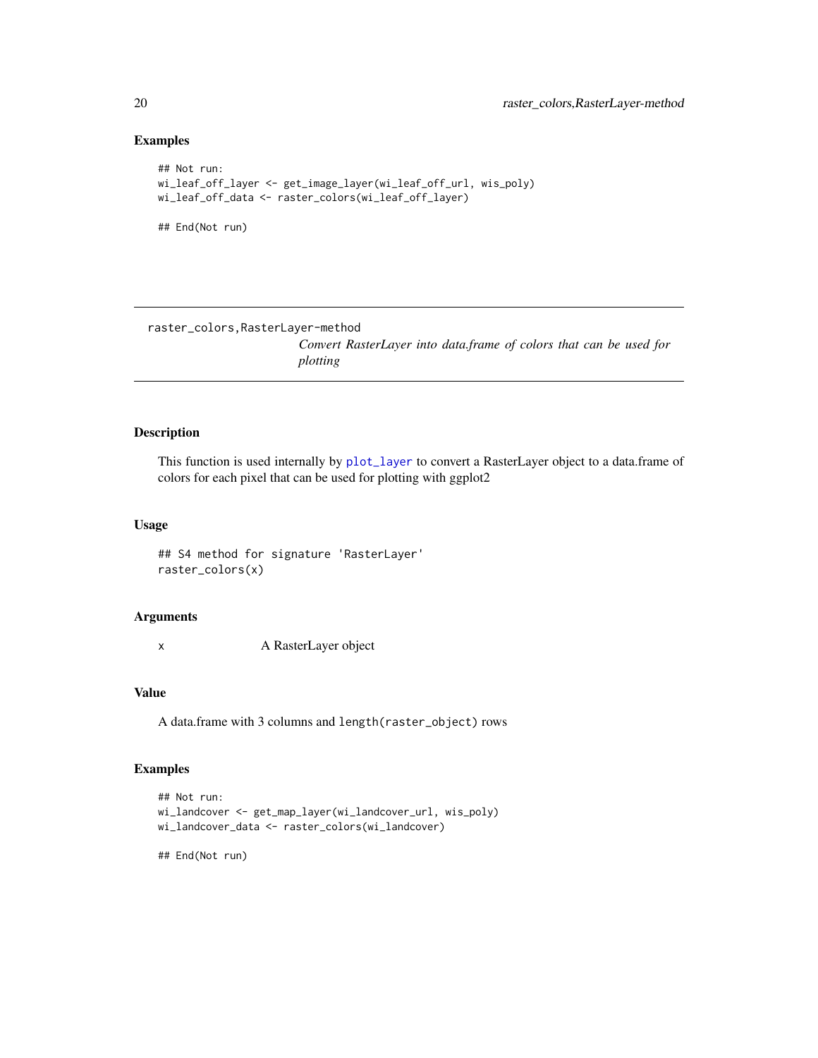## Examples

```
## Not run:
wi_leaf_off_layer <- get_image_layer(wi_leaf_off_url, wis_poly)
wi_leaf_off_data <- raster_colors(wi_leaf_off_layer)

## End(Not run)
```

---

`raster_colors,RasterLayer-method`
*Convert RasterLayer into data.frame of colors that can be used for plotting*

---

## Description

This function is used internally by `plot_layer` to convert a RasterLayer object to a data.frame of colors for each pixel that can be used for plotting with ggplot2

## Usage

```
## S4 method for signature 'RasterLayer'
raster_colors(x)
```

## Arguments

| | |
|---|---|
| x | A RasterLayer object |

## Value

A data.frame with 3 columns and `length(raster_object)` rows

## Examples

```
## Not run:
wi_landcover <- get_map_layer(wi_landcover_url, wis_poly)
wi_landcover_data <- raster_colors(wi_landcover)

## End(Not run)
```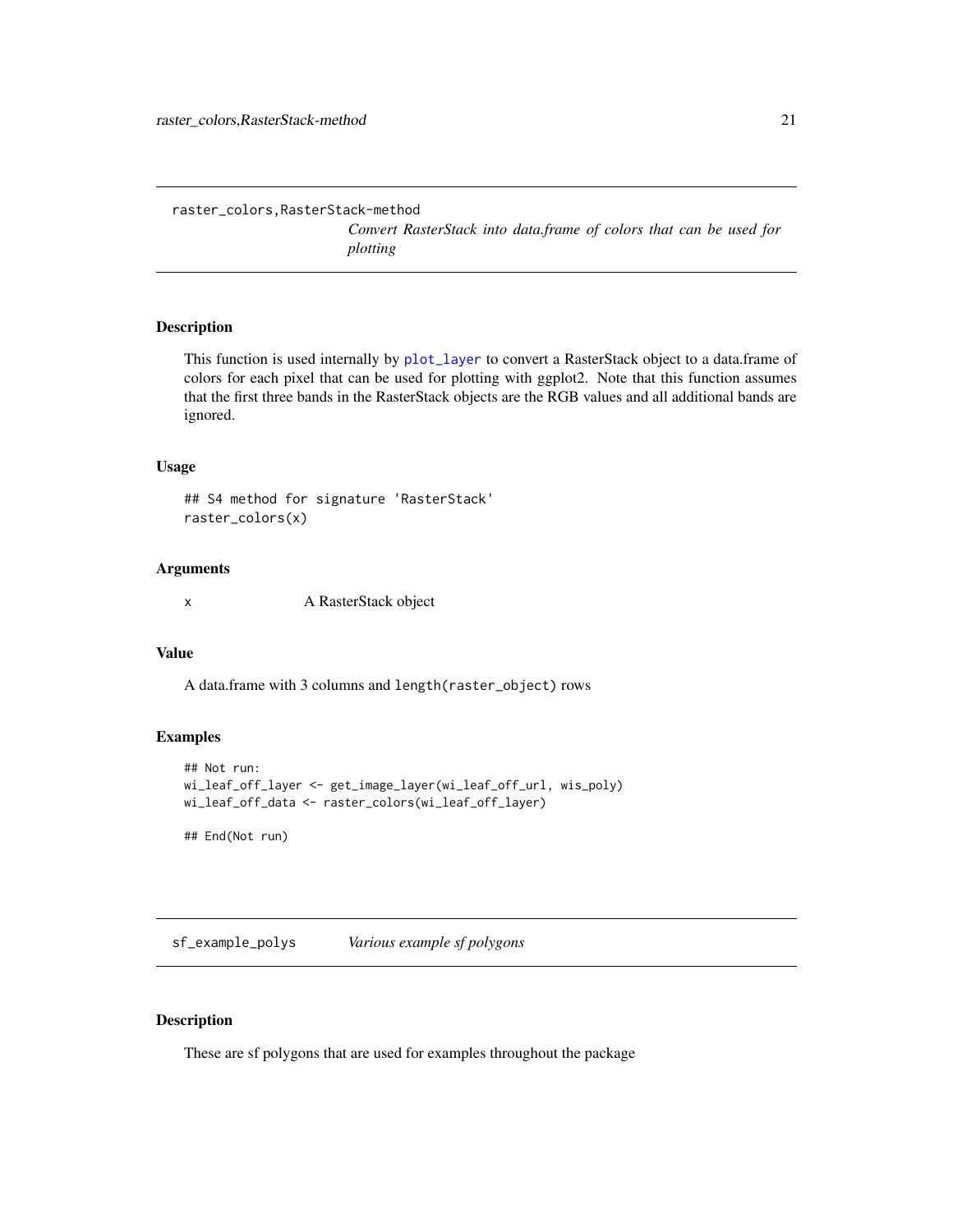## raster_colors,RasterStack-method

*Convert RasterStack into data.frame of colors that can be used for plotting*

### Description

This function is used internally by plot_layer to convert a RasterStack object to a data.frame of colors for each pixel that can be used for plotting with ggplot2. Note that this function assumes that the first three bands in the RasterStack objects are the RGB values and all additional bands are ignored.

### Usage

```
## S4 method for signature 'RasterStack'
raster_colors(x)
```

### Arguments

| | |
|---|---|
| x | A RasterStack object |

### Value

A data.frame with 3 columns and `length(raster_object)` rows

### Examples

```
## Not run:
wi_leaf_off_layer <- get_image_layer(wi_leaf_off_url, wis_poly)
wi_leaf_off_data <- raster_colors(wi_leaf_off_layer)

## End(Not run)
```

## sf_example_polys

*Various example sf polygons*

### Description

These are sf polygons that are used for examples throughout the package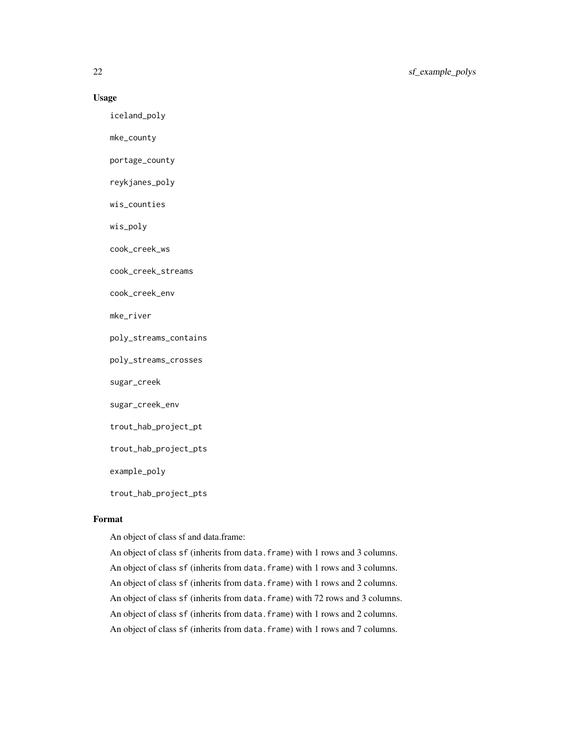## Usage

```
iceland_poly

mke_county

portage_county

reykjanes_poly

wis_counties

wis_poly

cook_creek_ws

cook_creek_streams

cook_creek_env

mke_river

poly_streams_contains

poly_streams_crosses

sugar_creek

sugar_creek_env

trout_hab_project_pt

trout_hab_project_pts

example_poly

trout_hab_project_pts
```

## Format

An object of class sf and data.frame:

An object of class `sf` (inherits from `data.frame`) with 1 rows and 3 columns.

An object of class `sf` (inherits from `data.frame`) with 1 rows and 3 columns.

An object of class `sf` (inherits from `data.frame`) with 1 rows and 2 columns.

An object of class `sf` (inherits from `data.frame`) with 72 rows and 3 columns.

An object of class `sf` (inherits from `data.frame`) with 1 rows and 2 columns.

An object of class `sf` (inherits from `data.frame`) with 1 rows and 7 columns.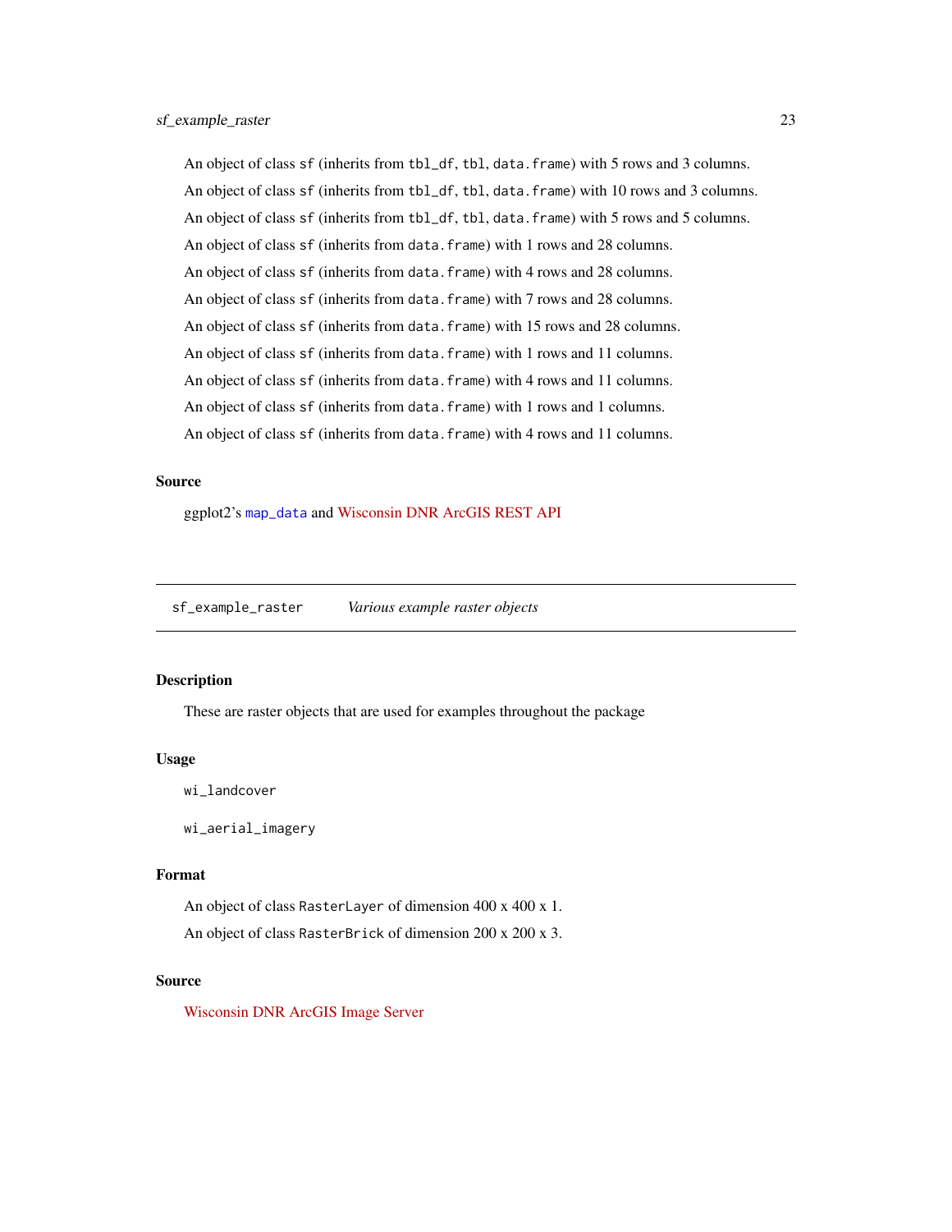An object of class `sf` (inherits from `tbl_df`, `tbl`, `data.frame`) with 5 rows and 3 columns.

An object of class `sf` (inherits from `tbl_df`, `tbl`, `data.frame`) with 10 rows and 3 columns.

An object of class `sf` (inherits from `tbl_df`, `tbl`, `data.frame`) with 5 rows and 5 columns.

An object of class `sf` (inherits from `data.frame`) with 1 rows and 28 columns.

An object of class `sf` (inherits from `data.frame`) with 4 rows and 28 columns.

An object of class `sf` (inherits from `data.frame`) with 7 rows and 28 columns.

An object of class `sf` (inherits from `data.frame`) with 15 rows and 28 columns.

An object of class `sf` (inherits from `data.frame`) with 1 rows and 11 columns.

An object of class `sf` (inherits from `data.frame`) with 4 rows and 11 columns.

An object of class `sf` (inherits from `data.frame`) with 1 rows and 1 columns.

An object of class `sf` (inherits from `data.frame`) with 4 rows and 11 columns.

### Source

ggplot2's `map_data` and Wisconsin DNR ArcGIS REST API

---

## sf_example_raster — *Various example raster objects*

---

### Description

These are raster objects that are used for examples throughout the package

### Usage

```
wi_landcover

wi_aerial_imagery
```

### Format

An object of class `RasterLayer` of dimension 400 x 400 x 1.

An object of class `RasterBrick` of dimension 200 x 200 x 3.

### Source

Wisconsin DNR ArcGIS Image Server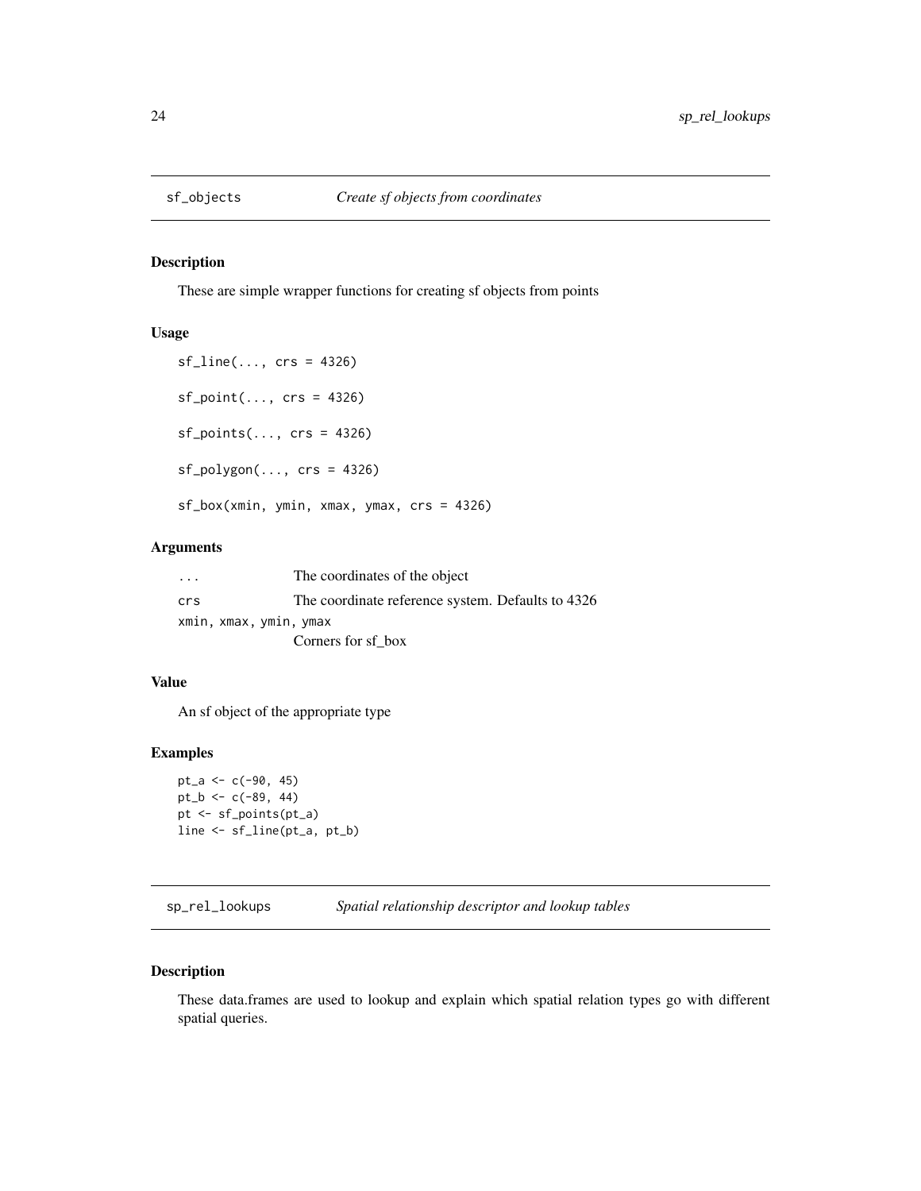## sf_objects *Create sf objects from coordinates*

### Description

These are simple wrapper functions for creating sf objects from points

### Usage

```
sf_line(..., crs = 4326)

sf_point(..., crs = 4326)

sf_points(..., crs = 4326)

sf_polygon(..., crs = 4326)

sf_box(xmin, ymin, xmax, ymax, crs = 4326)
```

### Arguments

| | |
|---|---|
| `...` | The coordinates of the object |
| `crs` | The coordinate reference system. Defaults to 4326 |
| `xmin, xmax, ymin, ymax` | Corners for sf_box |

### Value

An sf object of the appropriate type

### Examples

```
pt_a <- c(-90, 45)
pt_b <- c(-89, 44)
pt <- sf_points(pt_a)
line <- sf_line(pt_a, pt_b)
```

## sp_rel_lookups *Spatial relationship descriptor and lookup tables*

### Description

These data.frames are used to lookup and explain which spatial relation types go with different spatial queries.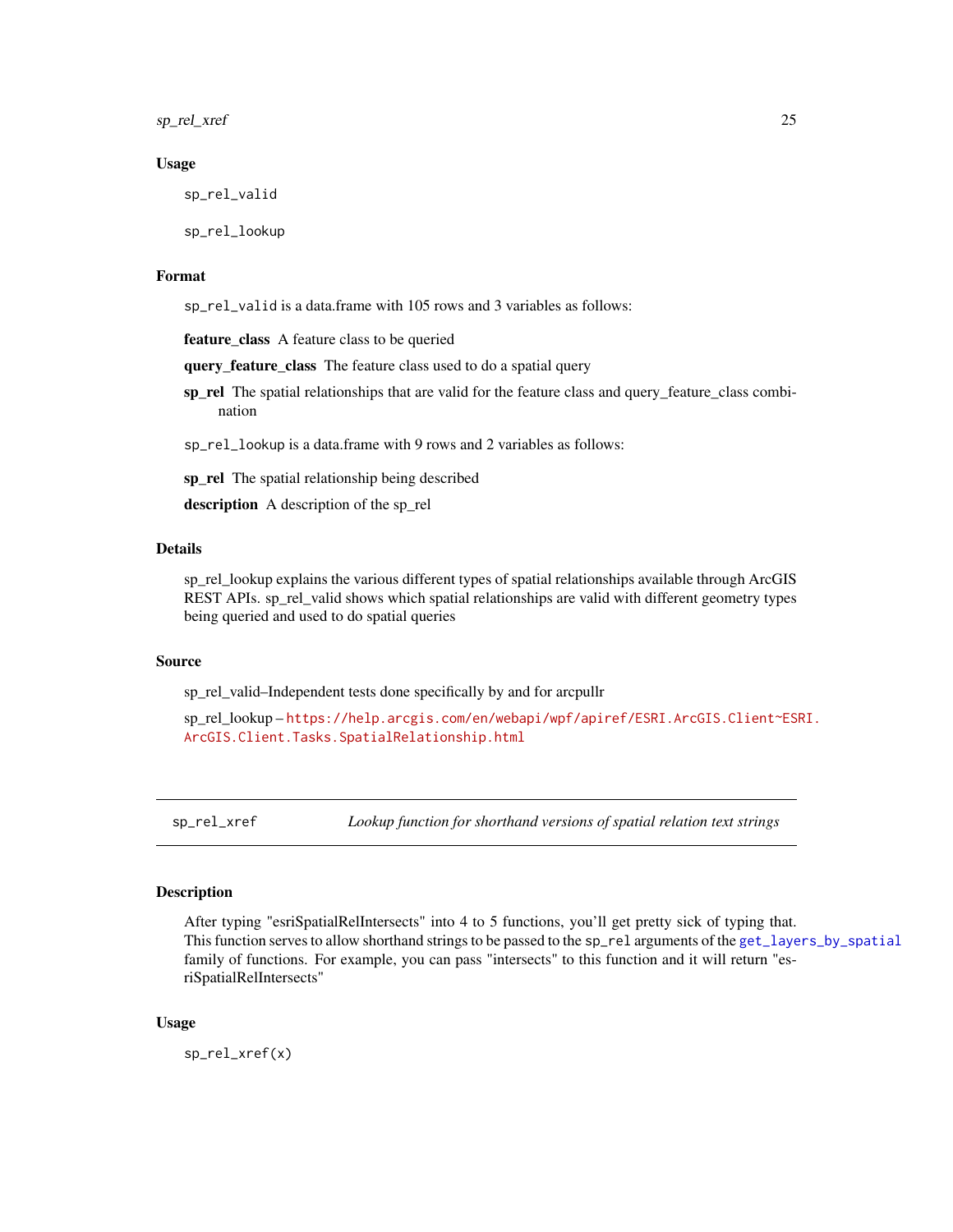### Usage

```
sp_rel_valid

sp_rel_lookup
```

### Format

`sp_rel_valid` is a data.frame with 105 rows and 3 variables as follows:

**feature_class** A feature class to be queried

**query_feature_class** The feature class used to do a spatial query

**sp_rel** The spatial relationships that are valid for the feature class and query_feature_class combination

`sp_rel_lookup` is a data.frame with 9 rows and 2 variables as follows:

**sp_rel** The spatial relationship being described

**description** A description of the sp_rel

### Details

sp_rel_lookup explains the various different types of spatial relationships available through ArcGIS REST APIs. sp_rel_valid shows which spatial relationships are valid with different geometry types being queried and used to do spatial queries

### Source

sp_rel_valid–Independent tests done specifically by and for arcpullr

sp_rel_lookup – https://help.arcgis.com/en/webapi/wpf/apiref/ESRI.ArcGIS.Client~ESRI.ArcGIS.Client.Tasks.SpatialRelationship.html

---

## sp_rel_xref — *Lookup function for shorthand versions of spatial relation text strings*

---

### Description

After typing "esriSpatialRelIntersects" into 4 to 5 functions, you'll get pretty sick of typing that. This function serves to allow shorthand strings to be passed to the `sp_rel` arguments of the `get_layers_by_spatial` family of functions. For example, you can pass "intersects" to this function and it will return "esriSpatialRelIntersects"

### Usage

```
sp_rel_xref(x)
```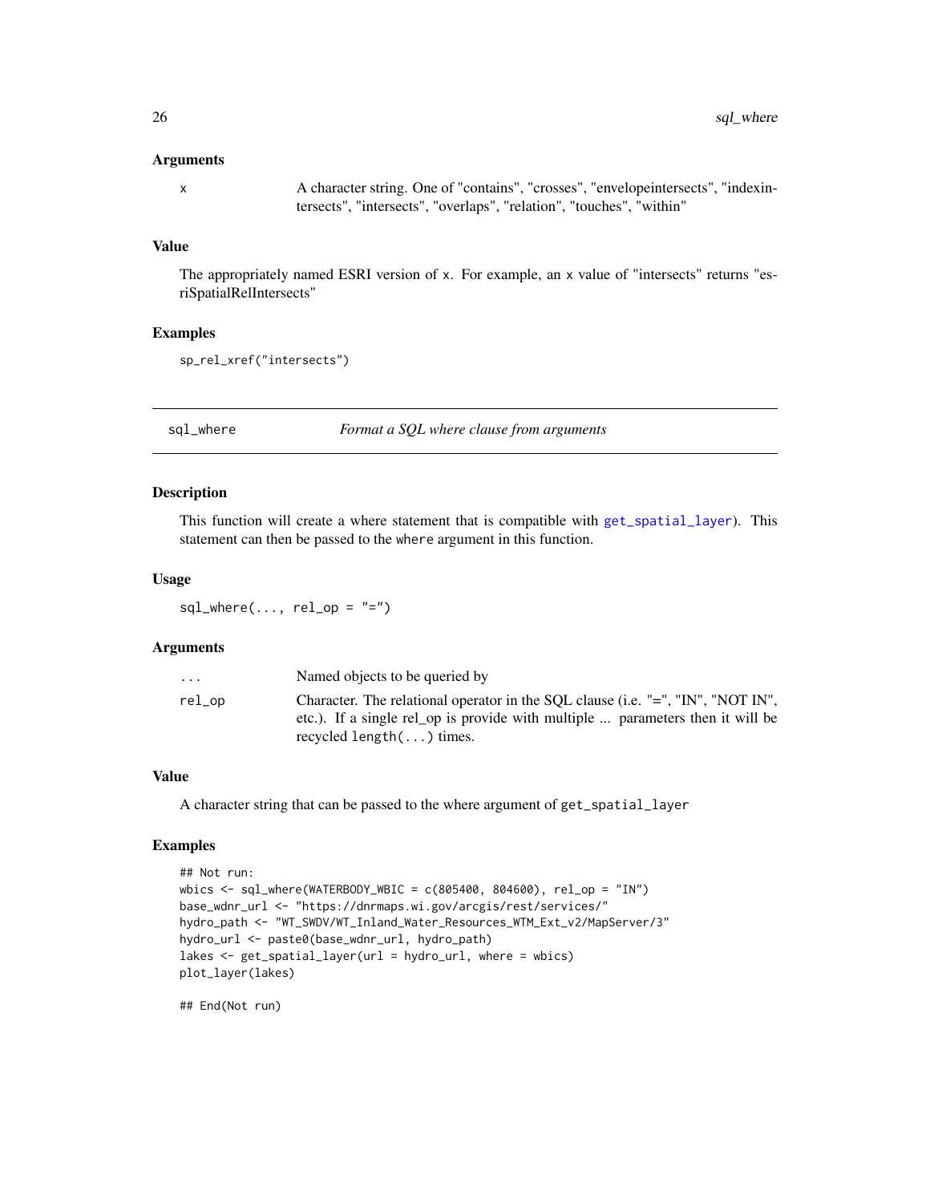### Arguments

| | |
|---|---|
| x | A character string. One of "contains", "crosses", "envelopeintersects", "indexintersects", "intersects", "overlaps", "relation", "touches", "within" |

### Value

The appropriately named ESRI version of x. For example, an x value of "intersects" returns "esriSpatialRelIntersects"

### Examples

```
sp_rel_xref("intersects")
```

---

## sql_where — *Format a SQL where clause from arguments*

### Description

This function will create a where statement that is compatible with get_spatial_layer). This statement can then be passed to the where argument in this function.

### Usage

```
sql_where(..., rel_op = "=")
```

### Arguments

| | |
|---|---|
| ... | Named objects to be queried by |
| rel_op | Character. The relational operator in the SQL clause (i.e. "=", "IN", "NOT IN", etc.). If a single rel_op is provide with multiple ... parameters then it will be recycled length(...) times. |

### Value

A character string that can be passed to the where argument of get_spatial_layer

### Examples

```
## Not run:
wbics <- sql_where(WATERBODY_WBIC = c(805400, 804600), rel_op = "IN")
base_wdnr_url <- "https://dnrmaps.wi.gov/arcgis/rest/services/"
hydro_path <- "WT_SWDV/WT_Inland_Water_Resources_WTM_Ext_v2/MapServer/3"
hydro_url <- paste0(base_wdnr_url, hydro_path)
lakes <- get_spatial_layer(url = hydro_url, where = wbics)
plot_layer(lakes)

## End(Not run)
```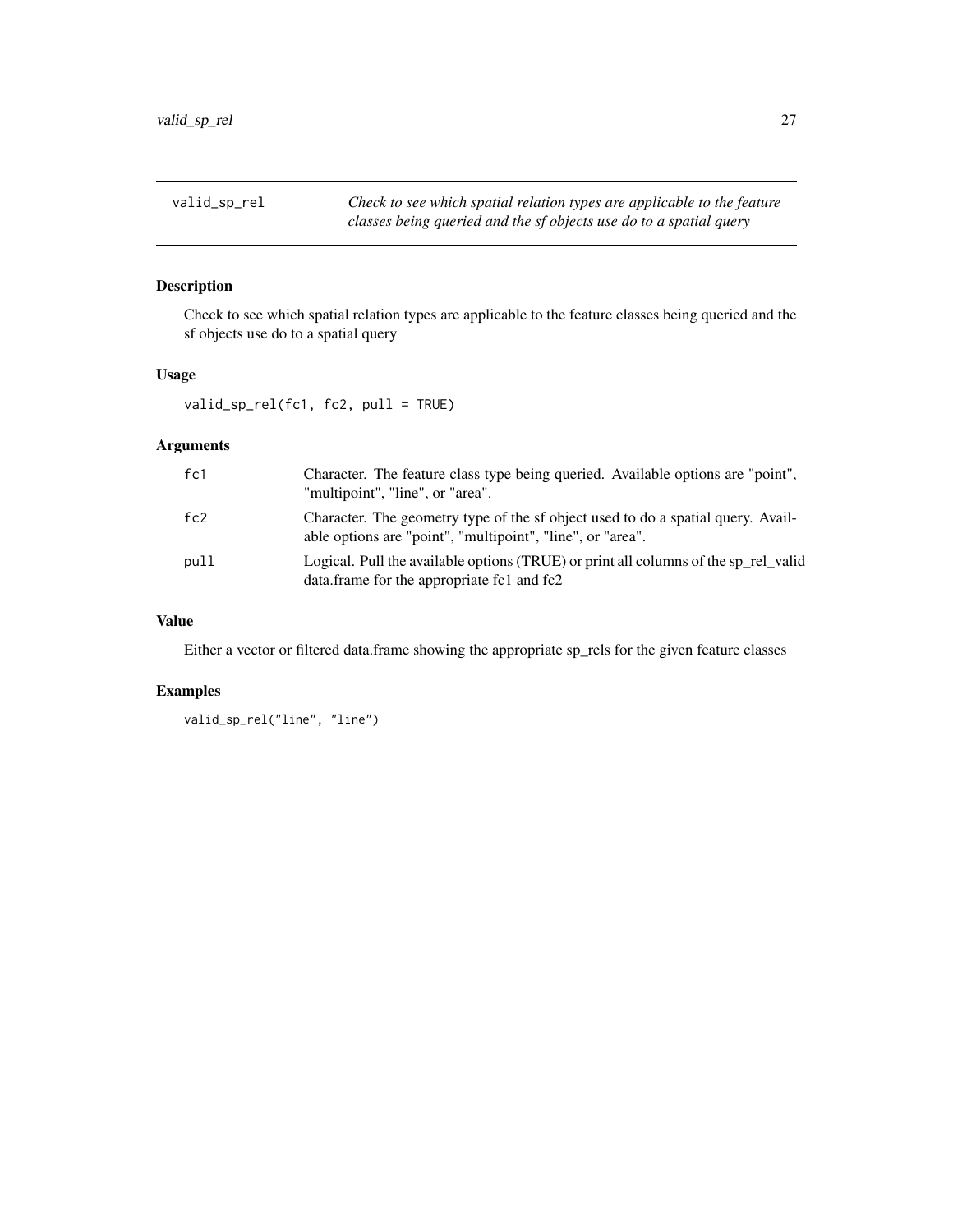## valid_sp_rel

*Check to see which spatial relation types are applicable to the feature classes being queried and the sf objects use do to a spatial query*

### Description

Check to see which spatial relation types are applicable to the feature classes being queried and the sf objects use do to a spatial query

### Usage

```
valid_sp_rel(fc1, fc2, pull = TRUE)
```

### Arguments

| | |
|---|---|
| fc1 | Character. The feature class type being queried. Available options are "point", "multipoint", "line", or "area". |
| fc2 | Character. The geometry type of the sf object used to do a spatial query. Available options are "point", "multipoint", "line", or "area". |
| pull | Logical. Pull the available options (TRUE) or print all columns of the sp_rel_valid data.frame for the appropriate fc1 and fc2 |

### Value

Either a vector or filtered data.frame showing the appropriate sp_rels for the given feature classes

### Examples

```
valid_sp_rel("line", "line")
```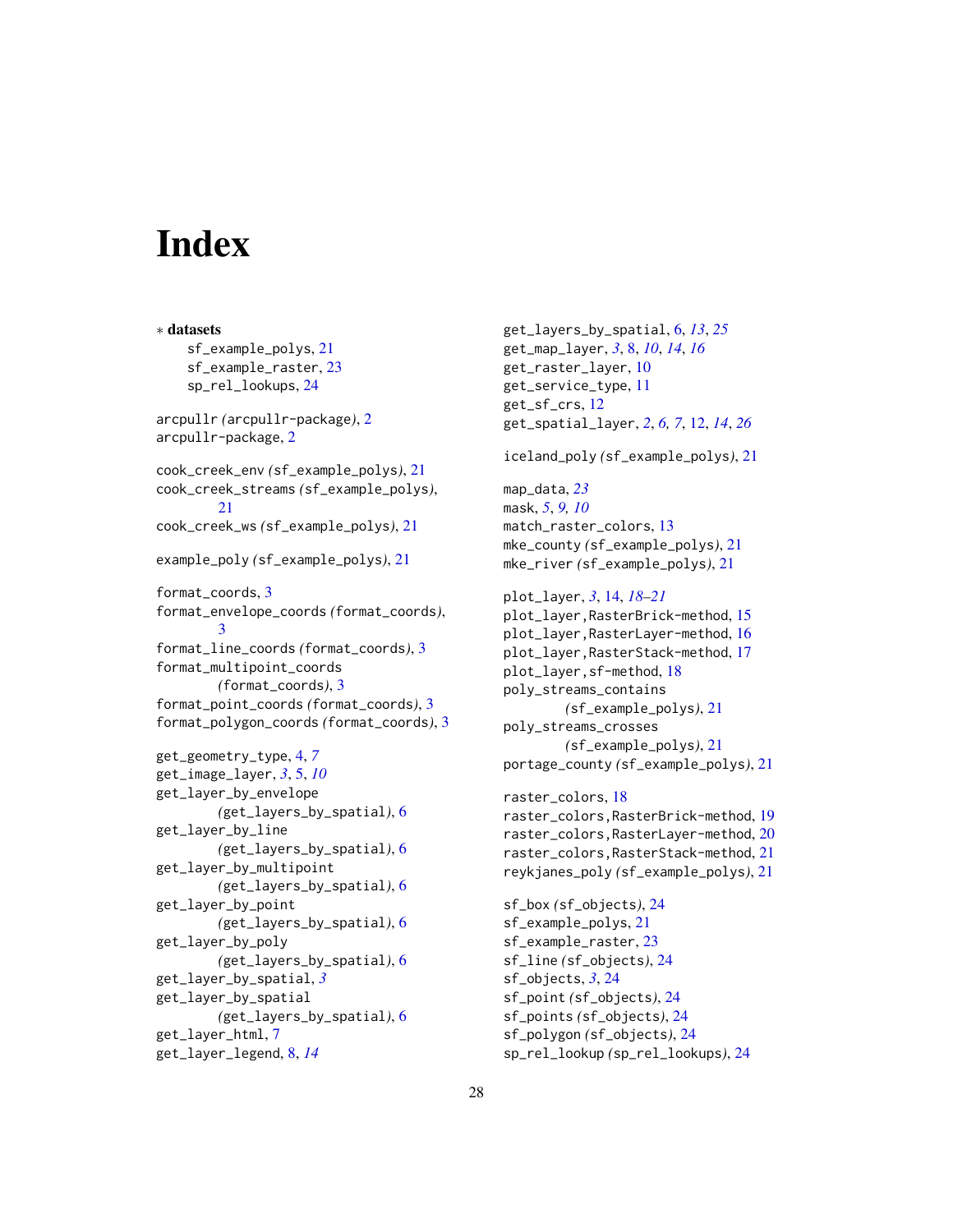# Index

∗ **datasets**
- sf_example_polys, 21
- sf_example_raster, 23
- sp_rel_lookups, 24

arcpullr *(*arcpullr-package*)*, 2
arcpullr-package, 2

cook_creek_env *(*sf_example_polys*)*, 21
cook_creek_streams *(*sf_example_polys*)*, 21
cook_creek_ws *(*sf_example_polys*)*, 21

example_poly *(*sf_example_polys*)*, 21

format_coords, 3
format_envelope_coords *(*format_coords*)*, 3
format_line_coords *(*format_coords*)*, 3
format_multipoint_coords *(*format_coords*)*, 3
format_point_coords *(*format_coords*)*, 3
format_polygon_coords *(*format_coords*)*, 3

get_geometry_type, 4, *7*
get_image_layer, *3*, 5, *10*
get_layer_by_envelope *(*get_layers_by_spatial*)*, 6
get_layer_by_line *(*get_layers_by_spatial*)*, 6
get_layer_by_multipoint *(*get_layers_by_spatial*)*, 6
get_layer_by_point *(*get_layers_by_spatial*)*, 6
get_layer_by_poly *(*get_layers_by_spatial*)*, 6
get_layer_by_spatial, *3*
get_layer_by_spatial *(*get_layers_by_spatial*)*, 6
get_layer_html, 7
get_layer_legend, 8, *14*
get_layers_by_spatial, 6, *13*, *25*
get_map_layer, *3*, 8, *10*, *14*, *16*
get_raster_layer, 10
get_service_type, 11
get_sf_crs, 12
get_spatial_layer, *2*, *6, 7*, 12, *14*, *26*

iceland_poly *(*sf_example_polys*)*, 21

map_data, *23*
mask, *5*, *9, 10*
match_raster_colors, 13
mke_county *(*sf_example_polys*)*, 21
mke_river *(*sf_example_polys*)*, 21

plot_layer, *3*, 14, *18–21*
plot_layer,RasterBrick-method, 15
plot_layer,RasterLayer-method, 16
plot_layer,RasterStack-method, 17
plot_layer,sf-method, 18
poly_streams_contains *(*sf_example_polys*)*, 21
poly_streams_crosses *(*sf_example_polys*)*, 21
portage_county *(*sf_example_polys*)*, 21

raster_colors, 18
raster_colors,RasterBrick-method, 19
raster_colors,RasterLayer-method, 20
raster_colors,RasterStack-method, 21
reykjanes_poly *(*sf_example_polys*)*, 21

sf_box *(*sf_objects*)*, 24
sf_example_polys, 21
sf_example_raster, 23
sf_line *(*sf_objects*)*, 24
sf_objects, *3*, 24
sf_point *(*sf_objects*)*, 24
sf_points *(*sf_objects*)*, 24
sf_polygon *(*sf_objects*)*, 24
sp_rel_lookup *(*sp_rel_lookups*)*, 24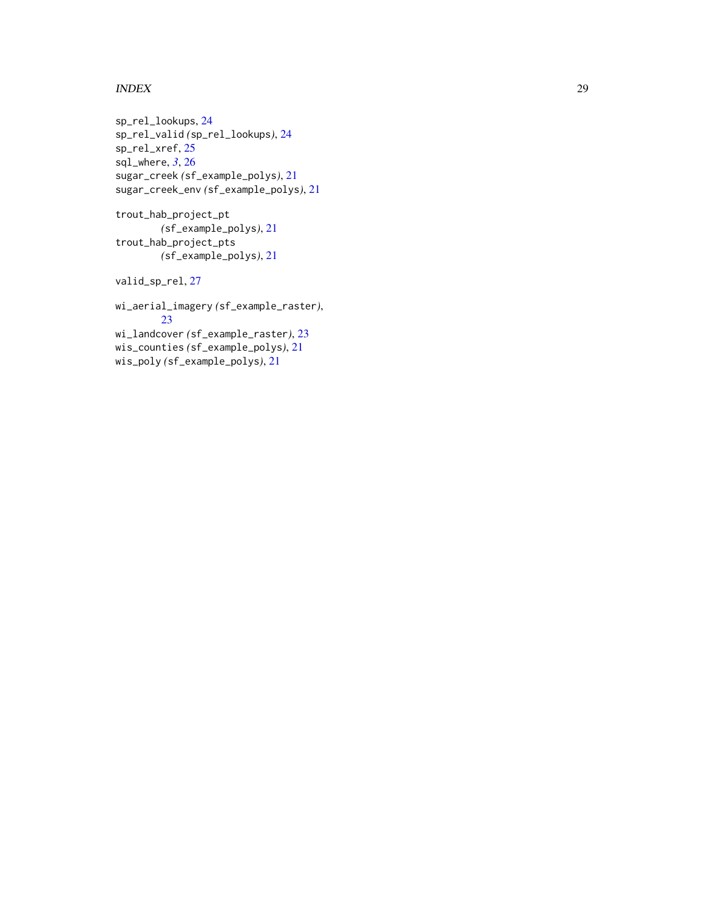sp_rel_lookups, 24
sp_rel_valid (sp_rel_lookups), 24
sp_rel_xref, 25
sql_where, *3*, 26
sugar_creek (sf_example_polys), 21
sugar_creek_env (sf_example_polys), 21

trout_hab_project_pt (sf_example_polys), 21
trout_hab_project_pts (sf_example_polys), 21

valid_sp_rel, 27

wi_aerial_imagery (sf_example_raster), 23
wi_landcover (sf_example_raster), 23
wis_counties (sf_example_polys), 21
wis_poly (sf_example_polys), 21